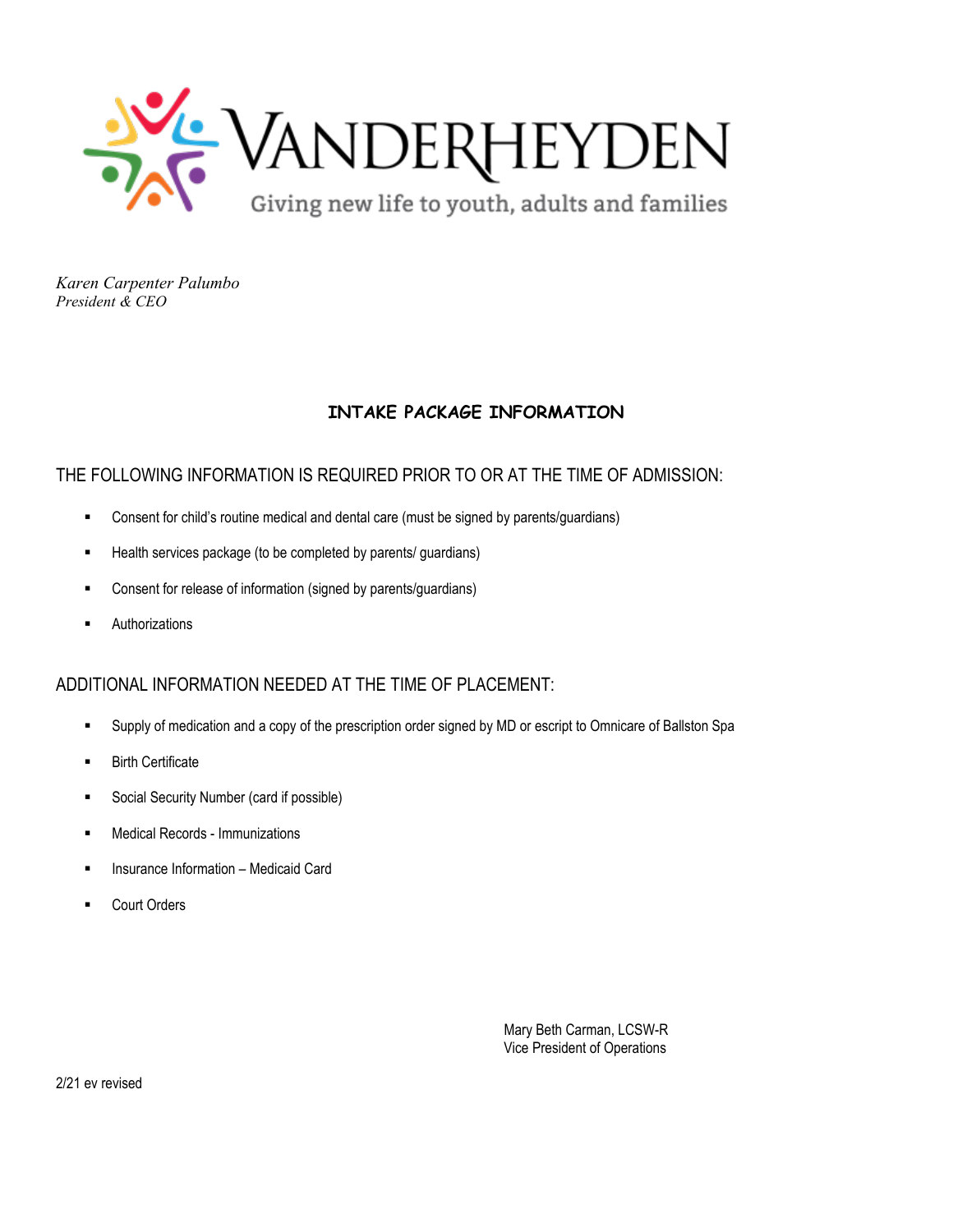# VANDERHEYDEN

Giving new life to youth, adults and families

*Karen Carpenter Palumbo*
*President & CEO*

## INTAKE PACKAGE INFORMATION

### THE FOLLOWING INFORMATION IS REQUIRED PRIOR TO OR AT THE TIME OF ADMISSION:

- Consent for child's routine medical and dental care (must be signed by parents/guardians)
- Health services package (to be completed by parents/ guardians)
- Consent for release of information (signed by parents/guardians)
- Authorizations

### ADDITIONAL INFORMATION NEEDED AT THE TIME OF PLACEMENT:

- Supply of medication and a copy of the prescription order signed by MD or escript to Omnicare of Ballston Spa
- Birth Certificate
- Social Security Number (card if possible)
- Medical Records - Immunizations
- Insurance Information – Medicaid Card
- Court Orders

Mary Beth Carman, LCSW-R
Vice President of Operations

2/21 ev revised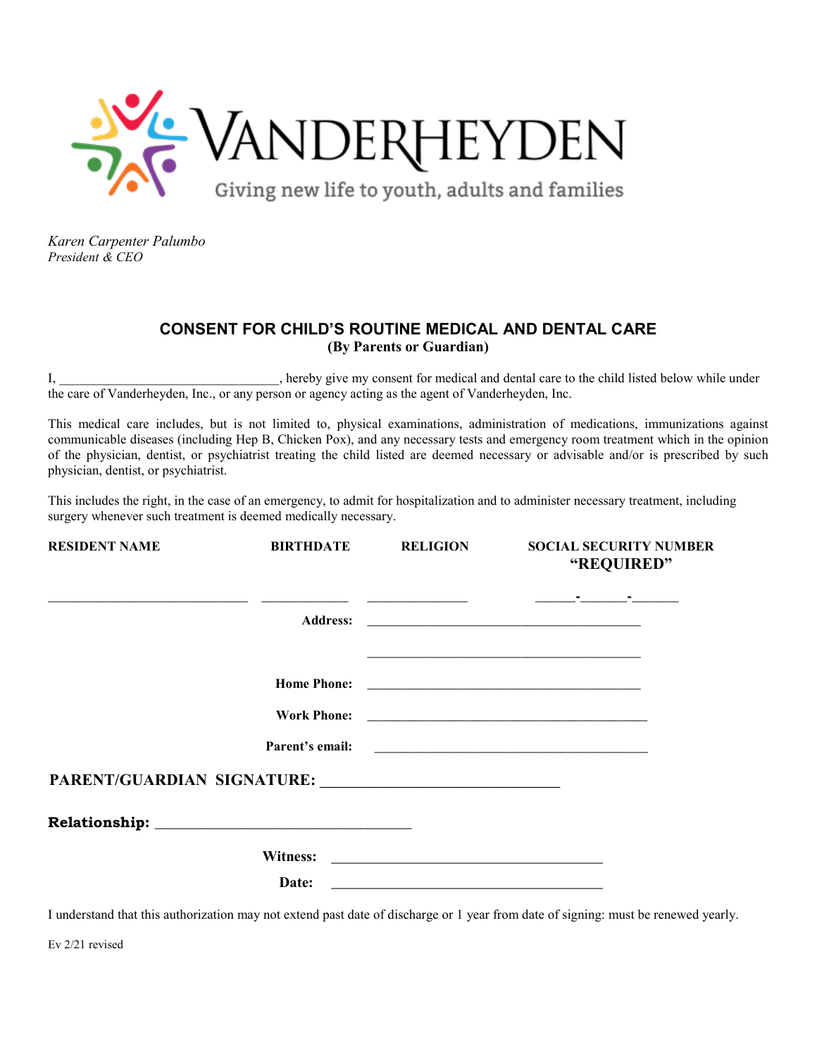VANDERHEYDEN

Giving new life to youth, adults and families

*Karen Carpenter Palumbo*
*President & CEO*

## CONSENT FOR CHILD'S ROUTINE MEDICAL AND DENTAL CARE

**(By Parents or Guardian)**

I, _________________________________, hereby give my consent for medical and dental care to the child listed below while under the care of Vanderheyden, Inc., or any person or agency acting as the agent of Vanderheyden, Inc.

This medical care includes, but is not limited to, physical examinations, administration of medications, immunizations against communicable diseases (including Hep B, Chicken Pox), and any necessary tests and emergency room treatment which in the opinion of the physician, dentist, or psychiatrist treating the child listed are deemed necessary or advisable and/or is prescribed by such physician, dentist, or psychiatrist.

This includes the right, in the case of an emergency, to admit for hospitalization and to administer necessary treatment, including surgery whenever such treatment is deemed medically necessary.

| RESIDENT NAME | BIRTHDATE | RELIGION | SOCIAL SECURITY NUMBER "REQUIRED" |
|---|---|---|---|
| _____________________________ | ____________ | ______________ | ______-_______-_______ |

**Address:** _________________________________________

_________________________________________

**Home Phone:** _________________________________________

**Work Phone:** _________________________________________

**Parent's email:** _________________________________________

**PARENT/GUARDIAN SIGNATURE:** ________________________________

**Relationship:** __________________________________

**Witness:** ________________________________________

**Date:** ________________________________________

I understand that this authorization may not extend past date of discharge or 1 year from date of signing: must be renewed yearly.

Ev 2/21 revised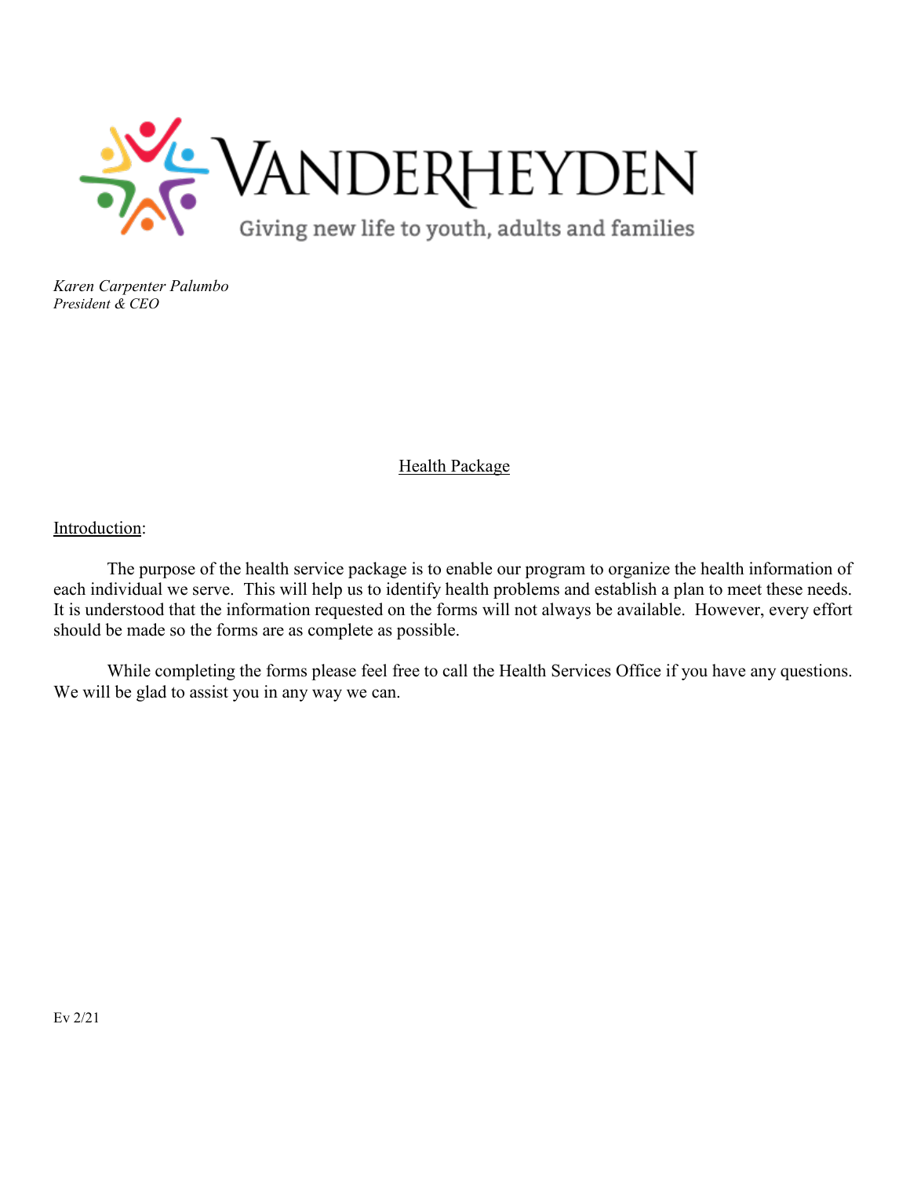VANDERHEYDEN

Giving new life to youth, adults and families

*Karen Carpenter Palumbo*
*President & CEO*

# Health Package

Introduction:

The purpose of the health service package is to enable our program to organize the health information of each individual we serve. This will help us to identify health problems and establish a plan to meet these needs. It is understood that the information requested on the forms will not always be available. However, every effort should be made so the forms are as complete as possible.

While completing the forms please feel free to call the Health Services Office if you have any questions. We will be glad to assist you in any way we can.

Ev 2/21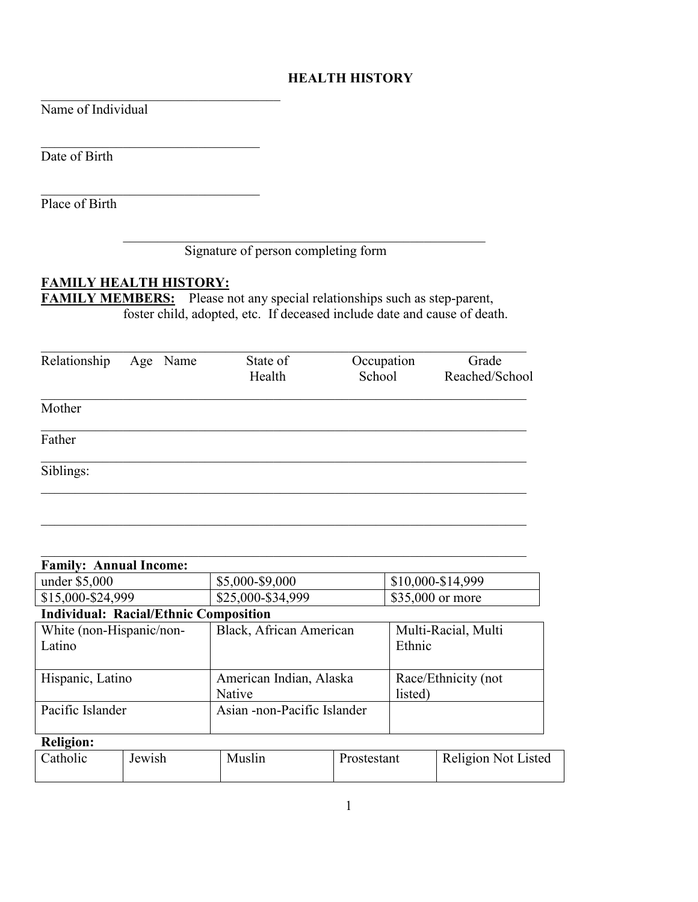# HEALTH HISTORY

_____________________________________
Name of Individual

_________________________________
Date of Birth

_________________________________
Place of Birth

_______________________________________________________
Signature of person completing form

**FAMILY HEALTH HISTORY:**

**FAMILY MEMBERS:** Please not any special relationships such as step-parent, foster child, adopted, etc. If deceased include date and cause of death.

| Relationship | Age | Name | State of Health | Occupation School | Grade Reached/School |
|---|---|---|---|---|---|
| Mother | | | | | |
| Father | | | | | |
| Siblings: | | | | | |
| | | | | | |
| | | | | | |

**Family: Annual Income:**

| | | |
|---|---|---|
| under $5,000 | $5,000-$9,000 | $10,000-$14,999 |
| $15,000-$24,999 | $25,000-$34,999 | $35,000 or more |

**Individual: Racial/Ethnic Composition**

| | | |
|---|---|---|
| White (non-Hispanic/non-Latino | Black, African American | Multi-Racial, Multi Ethnic |
| Hispanic, Latino | American Indian, Alaska Native | Race/Ethnicity (not listed) |
| Pacific Islander | Asian -non-Pacific Islander | |

**Religion:**

| | | | | |
|---|---|---|---|---|
| Catholic | Jewish | Muslin | Prostestant | Religion Not Listed |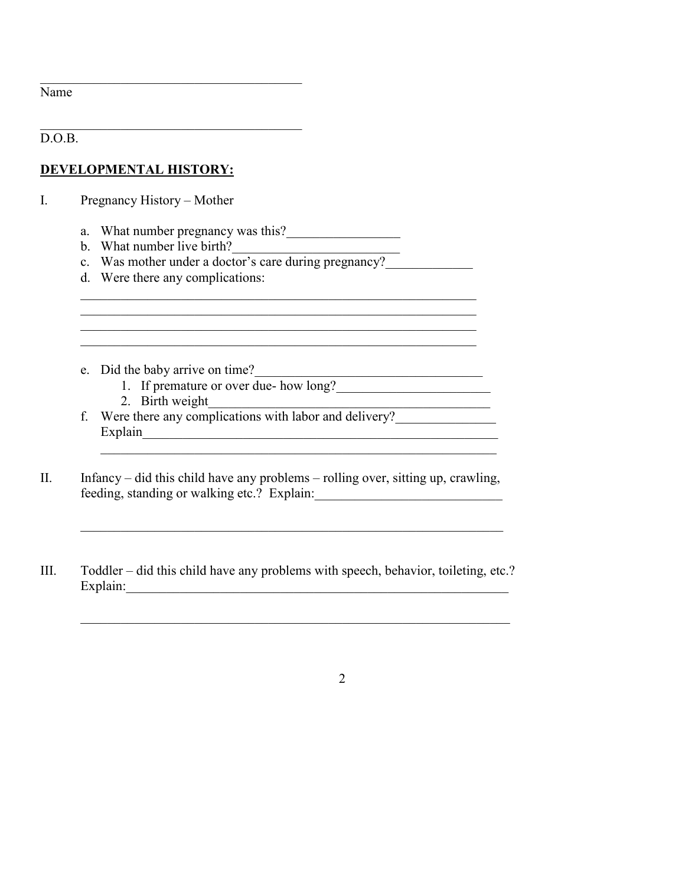\_\_\_\_\_\_\_\_\_\_\_\_\_\_\_\_\_\_\_\_\_\_\_\_\_\_\_\_\_\_\_\_\_\_\_\_\_\_\_\_
Name

\_\_\_\_\_\_\_\_\_\_\_\_\_\_\_\_\_\_\_\_\_\_\_\_\_\_\_\_\_\_\_\_\_\_\_\_\_\_\_\_
D.O.B.

**<u>DEVELOPMENTAL HISTORY:</u>**

I. Pregnancy History – Mother

a. What number pregnancy was this?\_\_\_\_\_\_\_\_\_\_\_\_\_\_\_\_\_
b. What number live birth?\_\_\_\_\_\_\_\_\_\_\_\_\_\_\_\_\_\_\_\_\_\_\_\_\_\_
c. Was mother under a doctor's care during pregnancy?\_\_\_\_\_\_\_\_\_\_\_\_\_
d. Were there any complications:

\_\_\_\_\_\_\_\_\_\_\_\_\_\_\_\_\_\_\_\_\_\_\_\_\_\_\_\_\_\_\_\_\_\_\_\_\_\_\_\_\_\_\_\_\_\_\_\_\_\_\_\_\_\_\_\_\_\_\_\_\_\_
\_\_\_\_\_\_\_\_\_\_\_\_\_\_\_\_\_\_\_\_\_\_\_\_\_\_\_\_\_\_\_\_\_\_\_\_\_\_\_\_\_\_\_\_\_\_\_\_\_\_\_\_\_\_\_\_\_\_\_\_\_\_
\_\_\_\_\_\_\_\_\_\_\_\_\_\_\_\_\_\_\_\_\_\_\_\_\_\_\_\_\_\_\_\_\_\_\_\_\_\_\_\_\_\_\_\_\_\_\_\_\_\_\_\_\_\_\_\_\_\_\_\_\_\_
\_\_\_\_\_\_\_\_\_\_\_\_\_\_\_\_\_\_\_\_\_\_\_\_\_\_\_\_\_\_\_\_\_\_\_\_\_\_\_\_\_\_\_\_\_\_\_\_\_\_\_\_\_\_\_\_\_\_\_\_\_\_

e. Did the baby arrive on time?\_\_\_\_\_\_\_\_\_\_\_\_\_\_\_\_\_\_\_\_\_\_\_\_\_\_\_\_\_\_\_\_\_\_\_
   1. If premature or over due- how long?\_\_\_\_\_\_\_\_\_\_\_\_\_\_\_\_\_\_\_\_\_\_\_
   2. Birth weight\_\_\_\_\_\_\_\_\_\_\_\_\_\_\_\_\_\_\_\_\_\_\_\_\_\_\_\_\_\_\_\_\_\_\_\_\_\_\_\_\_\_\_
f. Were there any complications with labor and delivery?\_\_\_\_\_\_\_\_\_\_\_\_\_\_\_
   Explain\_\_\_\_\_\_\_\_\_\_\_\_\_\_\_\_\_\_\_\_\_\_\_\_\_\_\_\_\_\_\_\_\_\_\_\_\_\_\_\_\_\_\_\_\_\_\_\_\_\_\_\_\_\_
   \_\_\_\_\_\_\_\_\_\_\_\_\_\_\_\_\_\_\_\_\_\_\_\_\_\_\_\_\_\_\_\_\_\_\_\_\_\_\_\_\_\_\_\_\_\_\_\_\_\_\_\_\_\_\_\_\_\_\_\_

II. Infancy – did this child have any problems – rolling over, sitting up, crawling, feeding, standing or walking etc.? Explain:\_\_\_\_\_\_\_\_\_\_\_\_\_\_\_\_\_\_\_\_\_\_\_\_\_\_\_\_

\_\_\_\_\_\_\_\_\_\_\_\_\_\_\_\_\_\_\_\_\_\_\_\_\_\_\_\_\_\_\_\_\_\_\_\_\_\_\_\_\_\_\_\_\_\_\_\_\_\_\_\_\_\_\_\_\_\_\_\_\_\_\_\_\_\_

III. Toddler – did this child have any problems with speech, behavior, toileting, etc.? Explain:\_\_\_\_\_\_\_\_\_\_\_\_\_\_\_\_\_\_\_\_\_\_\_\_\_\_\_\_\_\_\_\_\_\_\_\_\_\_\_\_\_\_\_\_\_\_\_\_\_\_\_\_\_\_\_\_\_\_\_

\_\_\_\_\_\_\_\_\_\_\_\_\_\_\_\_\_\_\_\_\_\_\_\_\_\_\_\_\_\_\_\_\_\_\_\_\_\_\_\_\_\_\_\_\_\_\_\_\_\_\_\_\_\_\_\_\_\_\_\_\_\_\_\_\_\_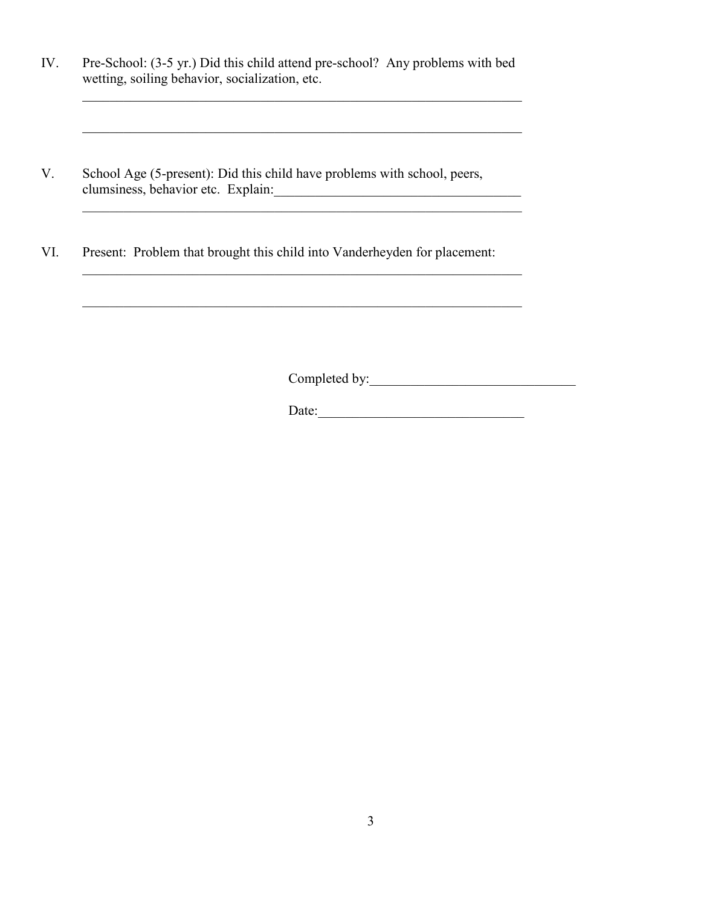IV. Pre-School: (3-5 yr.) Did this child attend pre-school? Any problems with bed wetting, soiling behavior, socialization, etc.

_____________________________________________________________________

_____________________________________________________________________

V. School Age (5-present): Did this child have problems with school, peers, clumsiness, behavior etc. Explain:_____________________________________

_____________________________________________________________________

VI. Present: Problem that brought this child into Vanderheyden for placement:

_____________________________________________________________________

_____________________________________________________________________

Completed by:______________________________

Date:______________________________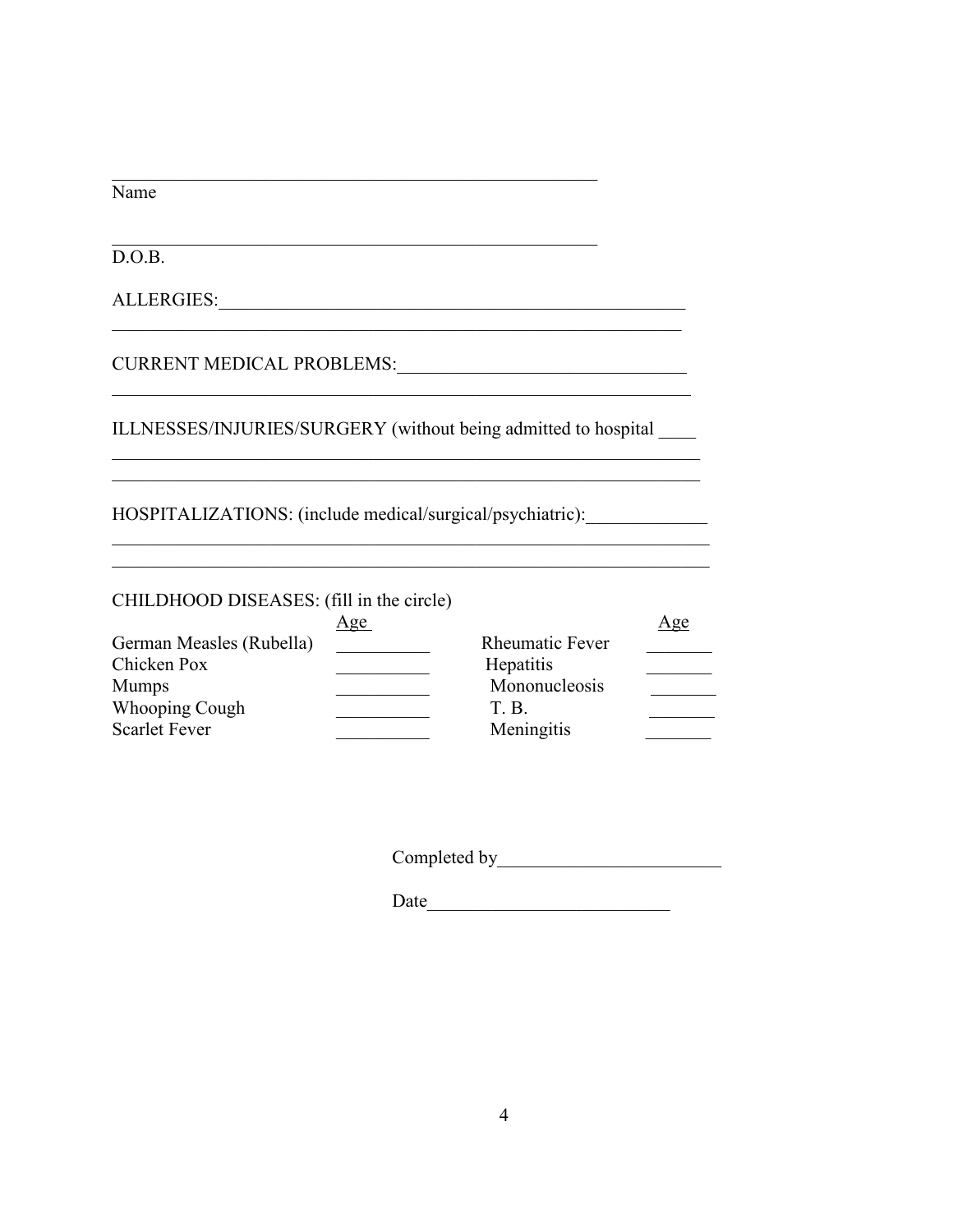______________________________________________________
Name

______________________________________________________
D.O.B.

ALLERGIES:___________________________________________________
_______________________________________________________________

CURRENT MEDICAL PROBLEMS:________________________________
_______________________________________________________________

ILLNESSES/INJURIES/SURGERY (without being admitted to hospital ____
_______________________________________________________________
_______________________________________________________________

HOSPITALIZATIONS: (include medical/surgical/psychiatric):_____________
_______________________________________________________________
_______________________________________________________________

CHILDHOOD DISEASES: (fill in the circle)

| | Age | | Age |
|---|---|---|---|
| German Measles (Rubella) | __________ | Rheumatic Fever | _______ |
| Chicken Pox | __________ | Hepatitis | _______ |
| Mumps | __________ | Mononucleosis | _______ |
| Whooping Cough | __________ | T. B. | _______ |
| Scarlet Fever | __________ | Meningitis | _______ |

Completed by________________________

Date__________________________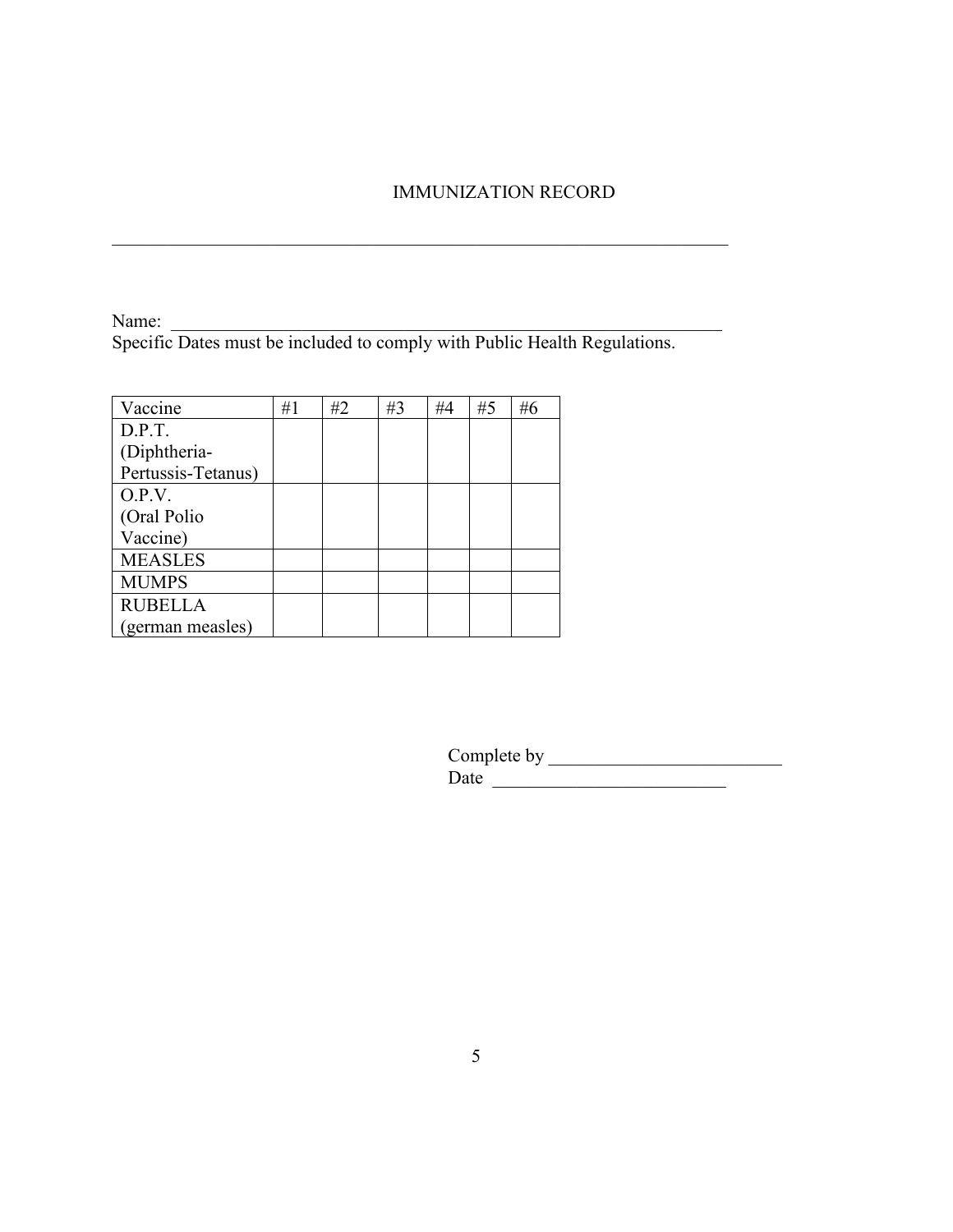# IMMUNIZATION RECORD

---

Name: ________________________________________________________________

Specific Dates must be included to comply with Public Health Regulations.

| Vaccine | #1 | #2 | #3 | #4 | #5 | #6 |
|---|---|---|---|---|---|---|
| D.P.T. (Diphtheria-Pertussis-Tetanus) | | | | | | |
| O.P.V. (Oral Polio Vaccine) | | | | | | |
| MEASLES | | | | | | |
| MUMPS | | | | | | |
| RUBELLA (german measles) | | | | | | |

Complete by _________________________

Date _________________________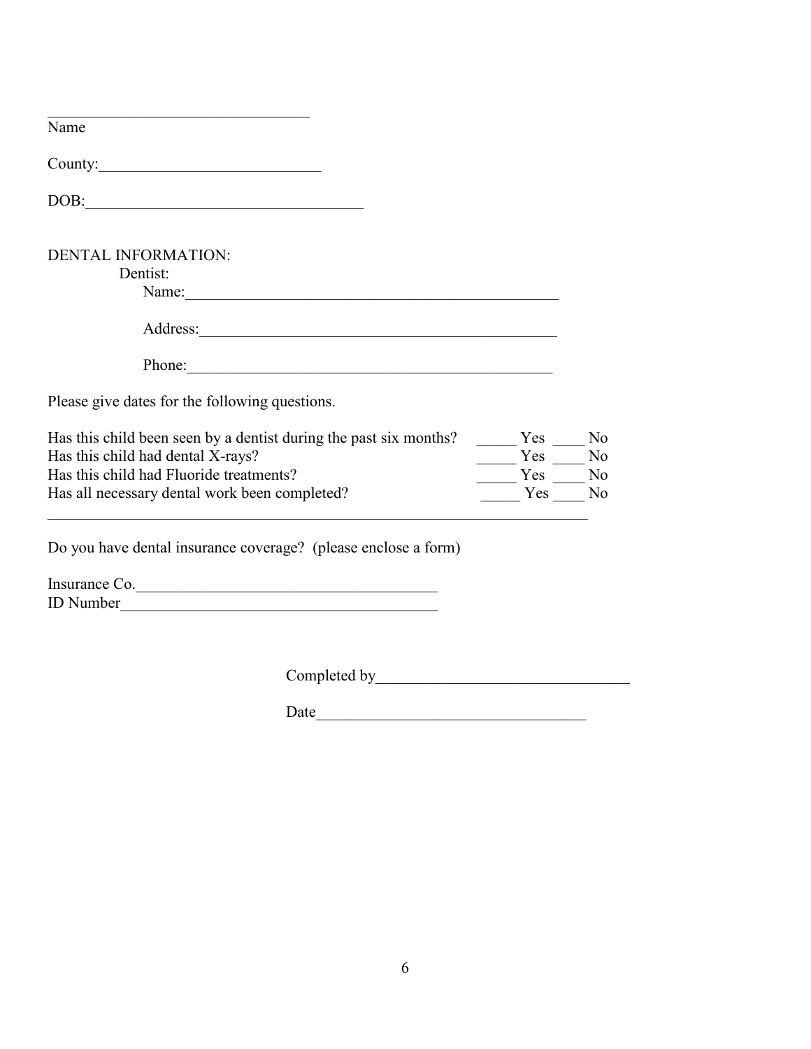\_\_\_\_\_\_\_\_\_\_\_\_\_\_\_\_\_\_\_\_\_\_\_\_\_\_\_\_\_\_\_\_\_\_
Name

County:\_\_\_\_\_\_\_\_\_\_\_\_\_\_\_\_\_\_\_\_\_\_\_\_\_\_\_\_

DOB:\_\_\_\_\_\_\_\_\_\_\_\_\_\_\_\_\_\_\_\_\_\_\_\_\_\_\_\_\_\_\_\_\_\_\_

DENTAL INFORMATION:

Dentist:

Name:\_\_\_\_\_\_\_\_\_\_\_\_\_\_\_\_\_\_\_\_\_\_\_\_\_\_\_\_\_\_\_\_\_\_\_\_\_\_\_\_\_\_\_\_\_\_\_

Address:\_\_\_\_\_\_\_\_\_\_\_\_\_\_\_\_\_\_\_\_\_\_\_\_\_\_\_\_\_\_\_\_\_\_\_\_\_\_\_\_\_\_\_\_\_

Phone:\_\_\_\_\_\_\_\_\_\_\_\_\_\_\_\_\_\_\_\_\_\_\_\_\_\_\_\_\_\_\_\_\_\_\_\_\_\_\_\_\_\_\_\_\_\_

Please give dates for the following questions.

Has this child been seen by a dentist during the past six months? \_\_\_\_\_ Yes \_\_\_\_ No
Has this child had dental X-rays? \_\_\_\_\_ Yes \_\_\_\_ No
Has this child had Fluoride treatments? \_\_\_\_\_ Yes \_\_\_\_ No
Has all necessary dental work been completed? \_\_\_\_\_ Yes \_\_\_\_ No

\_\_\_\_\_\_\_\_\_\_\_\_\_\_\_\_\_\_\_\_\_\_\_\_\_\_\_\_\_\_\_\_\_\_\_\_\_\_\_\_\_\_\_\_\_\_\_\_\_\_\_\_\_\_\_\_\_\_\_\_\_\_\_\_\_\_\_\_\_\_

Do you have dental insurance coverage? (please enclose a form)

Insurance Co.\_\_\_\_\_\_\_\_\_\_\_\_\_\_\_\_\_\_\_\_\_\_\_\_\_\_\_\_\_\_\_\_\_\_\_\_\_\_\_
ID Number\_\_\_\_\_\_\_\_\_\_\_\_\_\_\_\_\_\_\_\_\_\_\_\_\_\_\_\_\_\_\_\_\_\_\_\_\_\_\_\_

Completed by\_\_\_\_\_\_\_\_\_\_\_\_\_\_\_\_\_\_\_\_\_\_\_\_\_\_\_\_\_\_\_\_

Date\_\_\_\_\_\_\_\_\_\_\_\_\_\_\_\_\_\_\_\_\_\_\_\_\_\_\_\_\_\_\_\_\_\_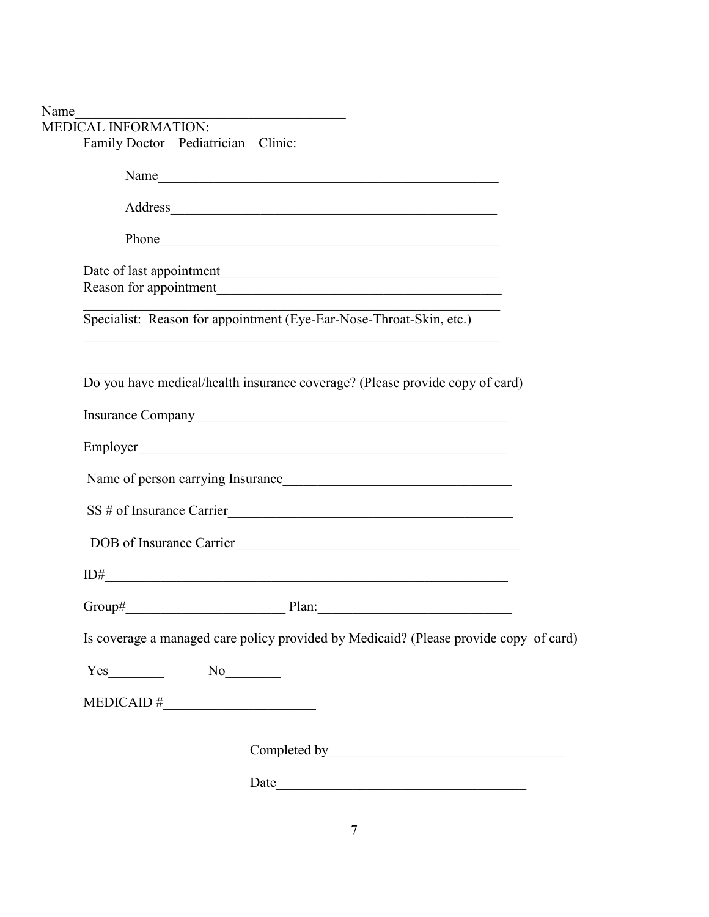Name________________________________________

MEDICAL INFORMATION:

Family Doctor – Pediatrician – Clinic:

Name__________________________________________________

Address________________________________________________

Phone__________________________________________________

Date of last appointment_________________________________________

Reason for appointment__________________________________________

______________________________________________________________

Specialist: Reason for appointment (Eye-Ear-Nose-Throat-Skin, etc.)

______________________________________________________________

______________________________________________________________

Do you have medical/health insurance coverage? (Please provide copy of card)

Insurance Company_______________________________________________

Employer_______________________________________________________

Name of person carrying Insurance___________________________________

SS # of Insurance Carrier__________________________________________

DOB of Insurance Carrier__________________________________________

ID#___________________________________________________________

Group#________________________ Plan:____________________________

Is coverage a managed care policy provided by Medicaid? (Please provide copy of card)

Yes________ No________

MEDICAID #______________________

Completed by___________________________________

Date_____________________________________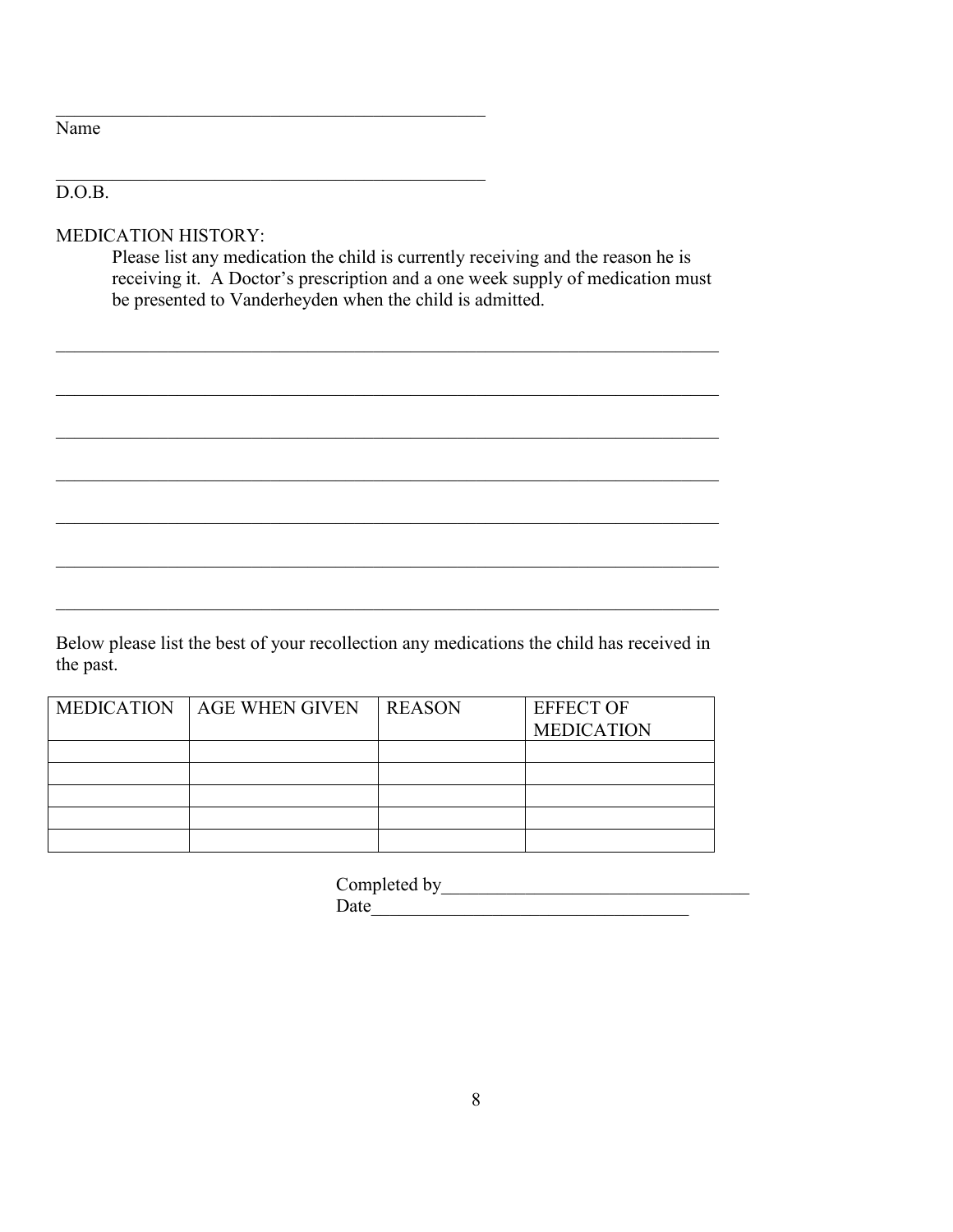_______________________________________________
Name

_______________________________________________
D.O.B.

MEDICATION HISTORY:

Please list any medication the child is currently receiving and the reason he is receiving it. A Doctor's prescription and a one week supply of medication must be presented to Vanderheyden when the child is admitted.

_________________________________________________________________________

_________________________________________________________________________

_________________________________________________________________________

_________________________________________________________________________

_________________________________________________________________________

_________________________________________________________________________

_________________________________________________________________________

Below please list the best of your recollection any medications the child has received in the past.

| MEDICATION | AGE WHEN GIVEN | REASON | EFFECT OF MEDICATION |
| --- | --- | --- | --- |
| | | | |
| | | | |
| | | | |
| | | | |
| | | | |

Completed by__________________________________

Date___________________________________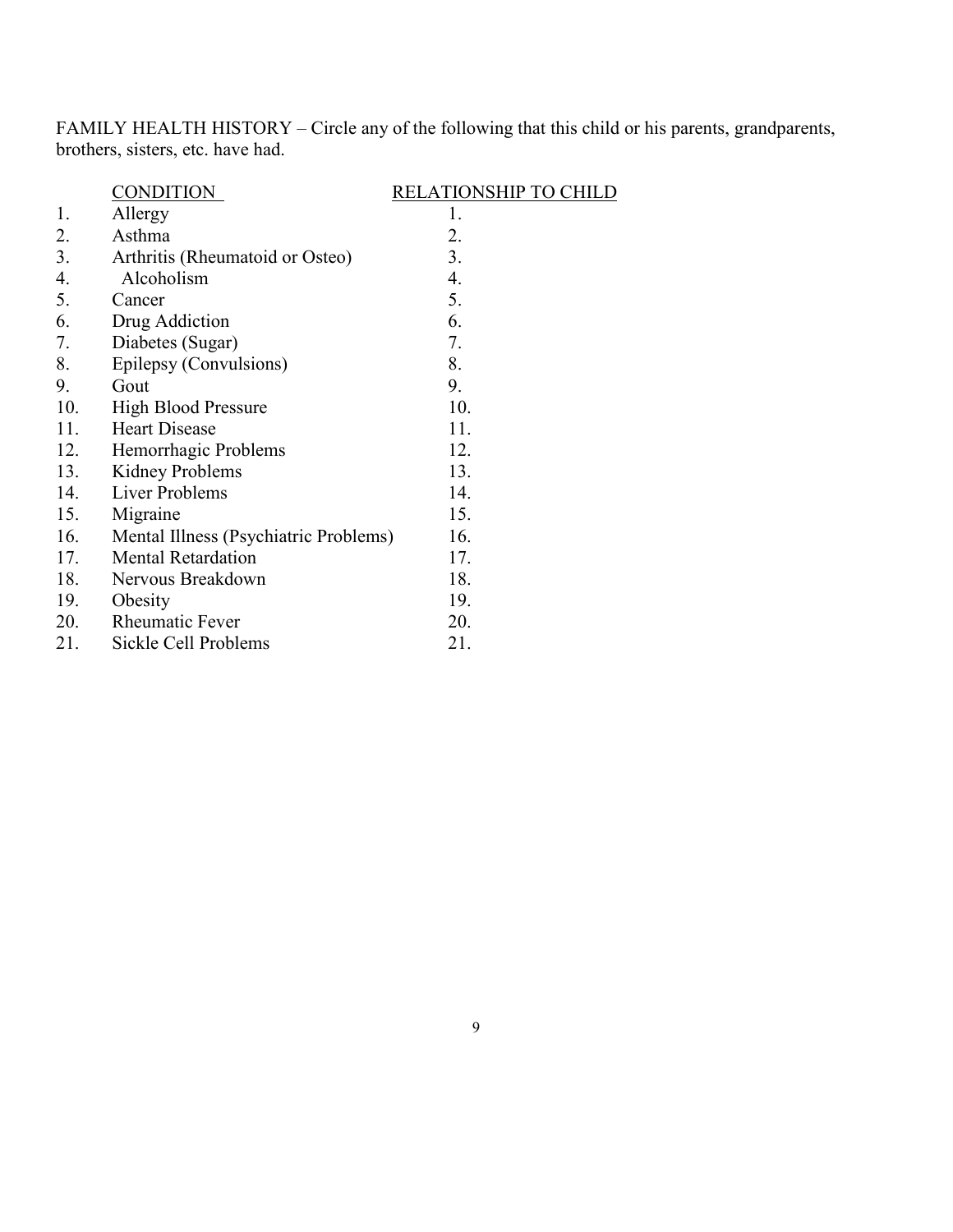FAMILY HEALTH HISTORY – Circle any of the following that this child or his parents, grandparents, brothers, sisters, etc. have had.

| | CONDITION | RELATIONSHIP TO CHILD |
|---|---|---|
| 1. | Allergy | 1. |
| 2. | Asthma | 2. |
| 3. | Arthritis (Rheumatoid or Osteo) | 3. |
| 4. | Alcoholism | 4. |
| 5. | Cancer | 5. |
| 6. | Drug Addiction | 6. |
| 7. | Diabetes (Sugar) | 7. |
| 8. | Epilepsy (Convulsions) | 8. |
| 9. | Gout | 9. |
| 10. | High Blood Pressure | 10. |
| 11. | Heart Disease | 11. |
| 12. | Hemorrhagic Problems | 12. |
| 13. | Kidney Problems | 13. |
| 14. | Liver Problems | 14. |
| 15. | Migraine | 15. |
| 16. | Mental Illness (Psychiatric Problems) | 16. |
| 17. | Mental Retardation | 17. |
| 18. | Nervous Breakdown | 18. |
| 19. | Obesity | 19. |
| 20. | Rheumatic Fever | 20. |
| 21. | Sickle Cell Problems | 21. |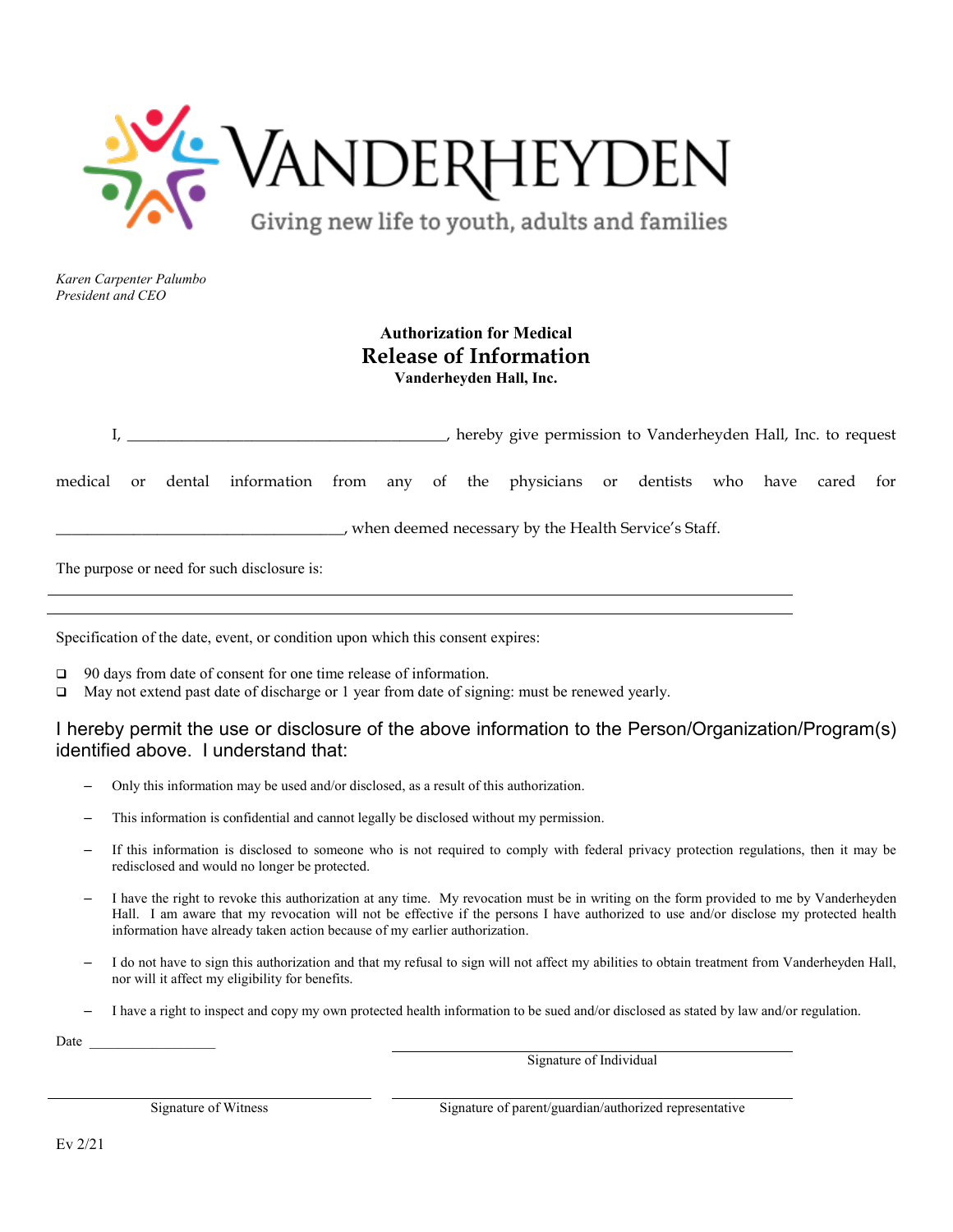VANDERHEYDEN

Giving new life to youth, adults and families

*Karen Carpenter Palumbo*
*President and CEO*

**Authorization for Medical**

## Release of Information

**Vanderheyden Hall, Inc.**

I, ________________________________________, hereby give permission to Vanderheyden Hall, Inc. to request medical or dental information from any of the physicians or dentists who have cared for ____________________________________, when deemed necessary by the Health Service's Staff.

The purpose or need for such disclosure is:

_______________________________________________________________________________

_______________________________________________________________________________

Specification of the date, event, or condition upon which this consent expires:

- ❑ 90 days from date of consent for one time release of information.
- ❑ May not extend past date of discharge or 1 year from date of signing: must be renewed yearly.

I hereby permit the use or disclosure of the above information to the Person/Organization/Program(s) identified above. I understand that:

- Only this information may be used and/or disclosed, as a result of this authorization.
- This information is confidential and cannot legally be disclosed without my permission.
- If this information is disclosed to someone who is not required to comply with federal privacy protection regulations, then it may be redisclosed and would no longer be protected.
- I have the right to revoke this authorization at any time. My revocation must be in writing on the form provided to me by Vanderheyden Hall. I am aware that my revocation will not be effective if the persons I have authorized to use and/or disclose my protected health information have already taken action because of my earlier authorization.
- I do not have to sign this authorization and that my refusal to sign will not affect my abilities to obtain treatment from Vanderheyden Hall, nor will it affect my eligibility for benefits.
- I have a right to inspect and copy my own protected health information to be sued and/or disclosed as stated by law and/or regulation.

Date ___________________

_________________________________
Signature of Individual

_________________________________
Signature of Witness

_________________________________
Signature of parent/guardian/authorized representative

Ev 2/21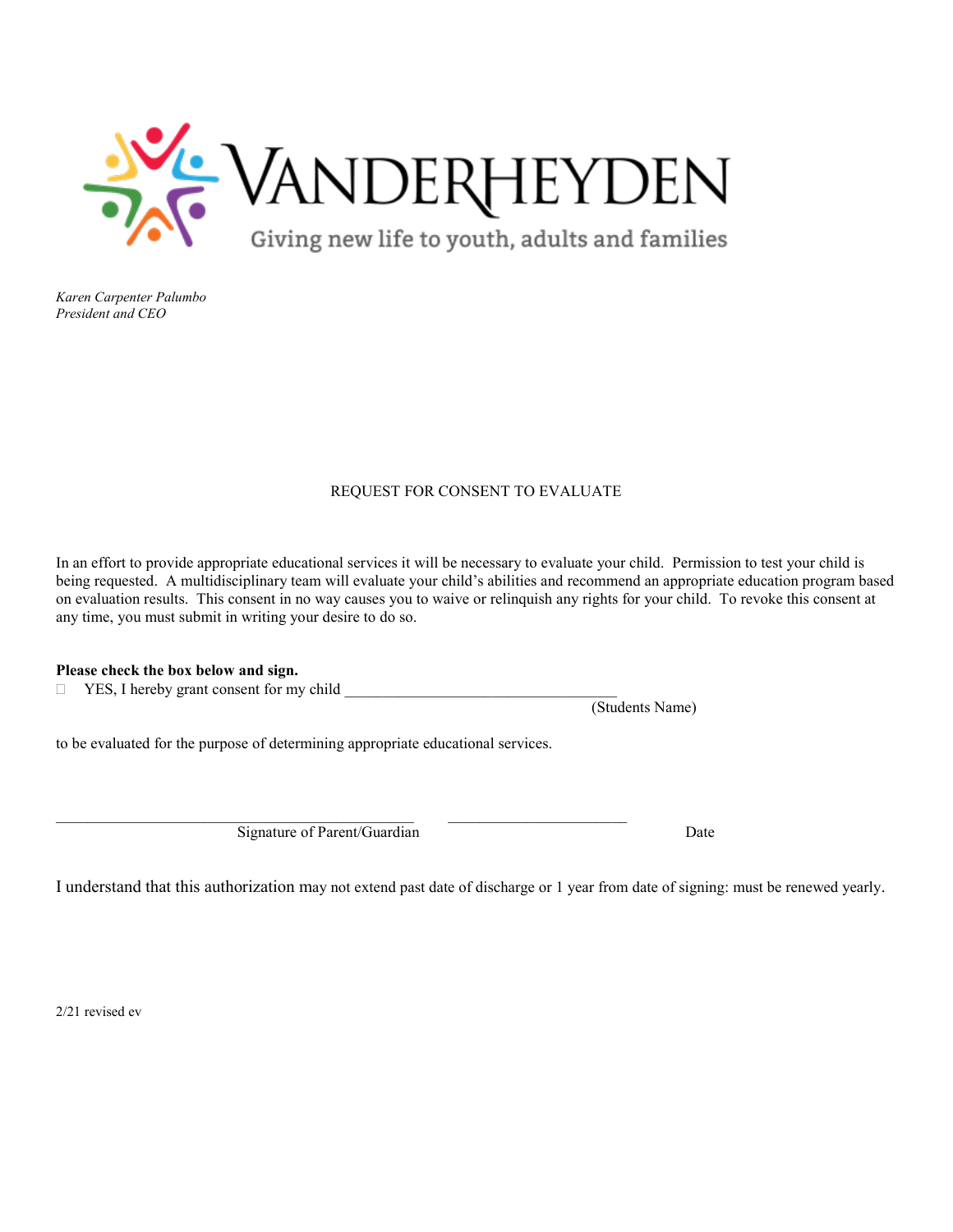VANDERHEYDEN

Giving new life to youth, adults and families

*Karen Carpenter Palumbo*
*President and CEO*

REQUEST FOR CONSENT TO EVALUATE

In an effort to provide appropriate educational services it will be necessary to evaluate your child. Permission to test your child is being requested. A multidisciplinary team will evaluate your child's abilities and recommend an appropriate education program based on evaluation results. This consent in no way causes you to waive or relinquish any rights for your child. To revoke this consent at any time, you must submit in writing your desire to do so.

**Please check the box below and sign.**

☐ YES, I hereby grant consent for my child ___________________________________
(Students Name)

to be evaluated for the purpose of determining appropriate educational services.

______________________________________________ ________________________
Signature of Parent/Guardian Date

I understand that this authorization may not extend past date of discharge or 1 year from date of signing: must be renewed yearly.

2/21 revised ev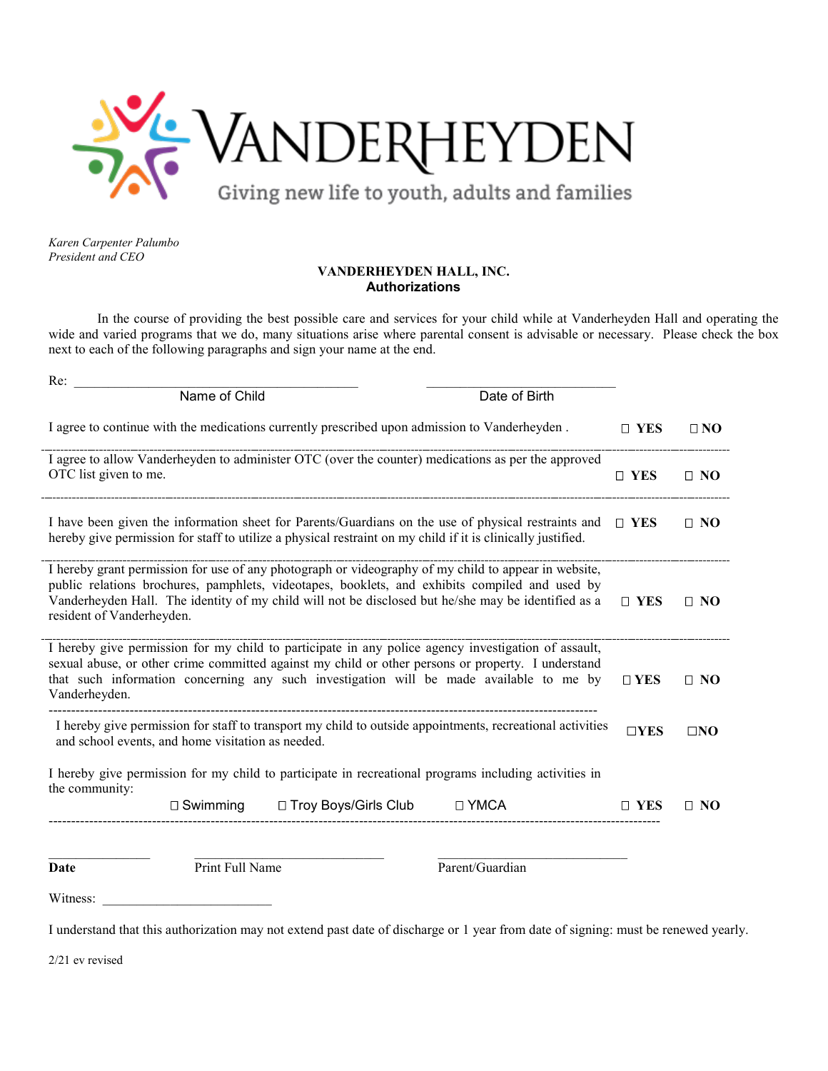VANDERHEYDEN

Giving new life to youth, adults and families

*Karen Carpenter Palumbo*
*President and CEO*

**VANDERHEYDEN HALL, INC.**
**Authorizations**

In the course of providing the best possible care and services for your child while at Vanderheyden Hall and operating the wide and varied programs that we do, many situations arise where parental consent is advisable or necessary. Please check the box next to each of the following paragraphs and sign your name at the end.

Re: ______________________________ ______________________________
Name of Child Date of Birth

| | | |
|---|---|---|
| I agree to continue with the medications currently prescribed upon admission to Vanderheyden . | ☐ **YES** | ☐ **NO** |
| I agree to allow Vanderheyden to administer OTC (over the counter) medications as per the approved OTC list given to me. | ☐ **YES** | ☐ **NO** |
| I have been given the information sheet for Parents/Guardians on the use of physical restraints and hereby give permission for staff to utilize a physical restraint on my child if it is clinically justified. | ☐ **YES** | ☐ **NO** |
| I hereby grant permission for use of any photograph or videography of my child to appear in website, public relations brochures, pamphlets, videotapes, booklets, and exhibits compiled and used by Vanderheyden Hall. The identity of my child will not be disclosed but he/she may be identified as a resident of Vanderheyden. | ☐ **YES** | ☐ **NO** |
| I hereby give permission for my child to participate in any police agency investigation of assault, sexual abuse, or other crime committed against my child or other persons or property. I understand that such information concerning any such investigation will be made available to me by Vanderheyden. | ☐ **YES** | ☐ **NO** |
| I hereby give permission for staff to transport my child to outside appointments, recreational activities and school events, and home visitation as needed. | ☐**YES** | ☐**NO** |
| I hereby give permission for my child to participate in recreational programs including activities in the community: ☐ Swimming ☐ Troy Boys/Girls Club ☐ YMCA | ☐ **YES** | ☐ **NO** |

______________ ______________________ ______________________
**Date** Print Full Name Parent/Guardian

Witness: ______________________

I understand that this authorization may not extend past date of discharge or 1 year from date of signing: must be renewed yearly.

2/21 ev revised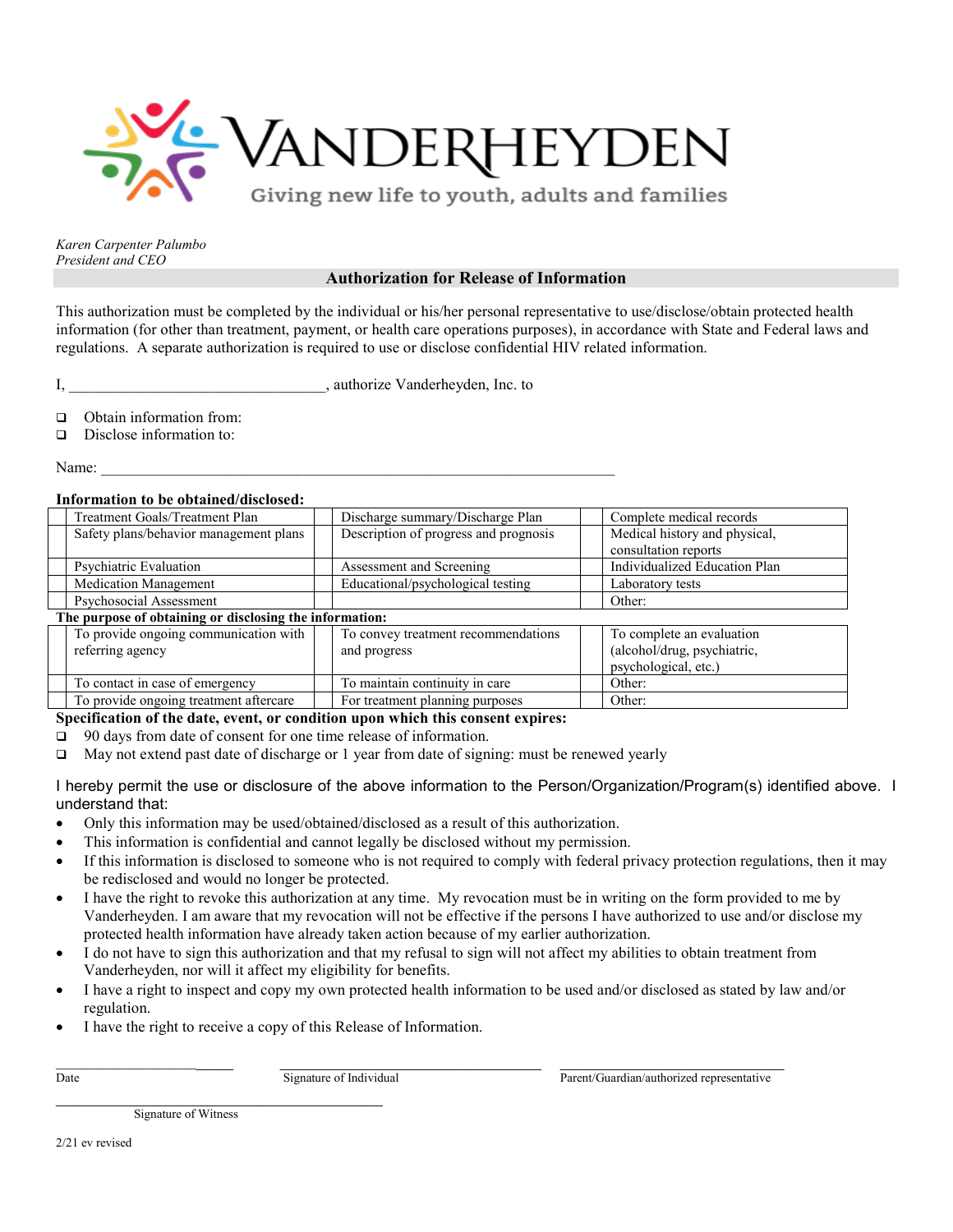VANDERHEYDEN

Giving new life to youth, adults and families

*Karen Carpenter Palumbo*
*President and CEO*

## Authorization for Release of Information

This authorization must be completed by the individual or his/her personal representative to use/disclose/obtain protected health information (for other than treatment, payment, or health care operations purposes), in accordance with State and Federal laws and regulations. A separate authorization is required to use or disclose confidential HIV related information.

I, ________________________________, authorize Vanderheyden, Inc. to

- ❑ Obtain information from:
- ❑ Disclose information to:

Name: ____________________________________________________________

**Information to be obtained/disclosed:**

| | | | | | |
|---|---|---|---|---|---|
| | Treatment Goals/Treatment Plan | | Discharge summary/Discharge Plan | | Complete medical records |
| | Safety plans/behavior management plans | | Description of progress and prognosis | | Medical history and physical, consultation reports |
| | Psychiatric Evaluation | | Assessment and Screening | | Individualized Education Plan |
| | Medication Management | | Educational/psychological testing | | Laboratory tests |
| | Psychosocial Assessment | | | | Other: |

**The purpose of obtaining or disclosing the information:**

| | | | | | |
|---|---|---|---|---|---|
| | To provide ongoing communication with referring agency | | To convey treatment recommendations and progress | | To complete an evaluation (alcohol/drug, psychiatric, psychological, etc.) |
| | To contact in case of emergency | | To maintain continuity in care | | Other: |
| | To provide ongoing treatment aftercare | | For treatment planning purposes | | Other: |

**Specification of the date, event, or condition upon which this consent expires:**

- ❑ 90 days from date of consent for one time release of information.
- ❑ May not extend past date of discharge or 1 year from date of signing: must be renewed yearly

I hereby permit the use or disclosure of the above information to the Person/Organization/Program(s) identified above. I understand that:

- Only this information may be used/obtained/disclosed as a result of this authorization.
- This information is confidential and cannot legally be disclosed without my permission.
- If this information is disclosed to someone who is not required to comply with federal privacy protection regulations, then it may be redisclosed and would no longer be protected.
- I have the right to revoke this authorization at any time. My revocation must be in writing on the form provided to me by Vanderheyden. I am aware that my revocation will not be effective if the persons I have authorized to use and/or disclose my protected health information have already taken action because of my earlier authorization.
- I do not have to sign this authorization and that my refusal to sign will not affect my abilities to obtain treatment from Vanderheyden, nor will it affect my eligibility for benefits.
- I have a right to inspect and copy my own protected health information to be used and/or disclosed as stated by law and/or regulation.
- I have the right to receive a copy of this Release of Information.

__________________________ __________________________________ ________________________________
Date Signature of Individual Parent/Guardian/authorized representative

__________________________________________
Signature of Witness

2/21 ev revised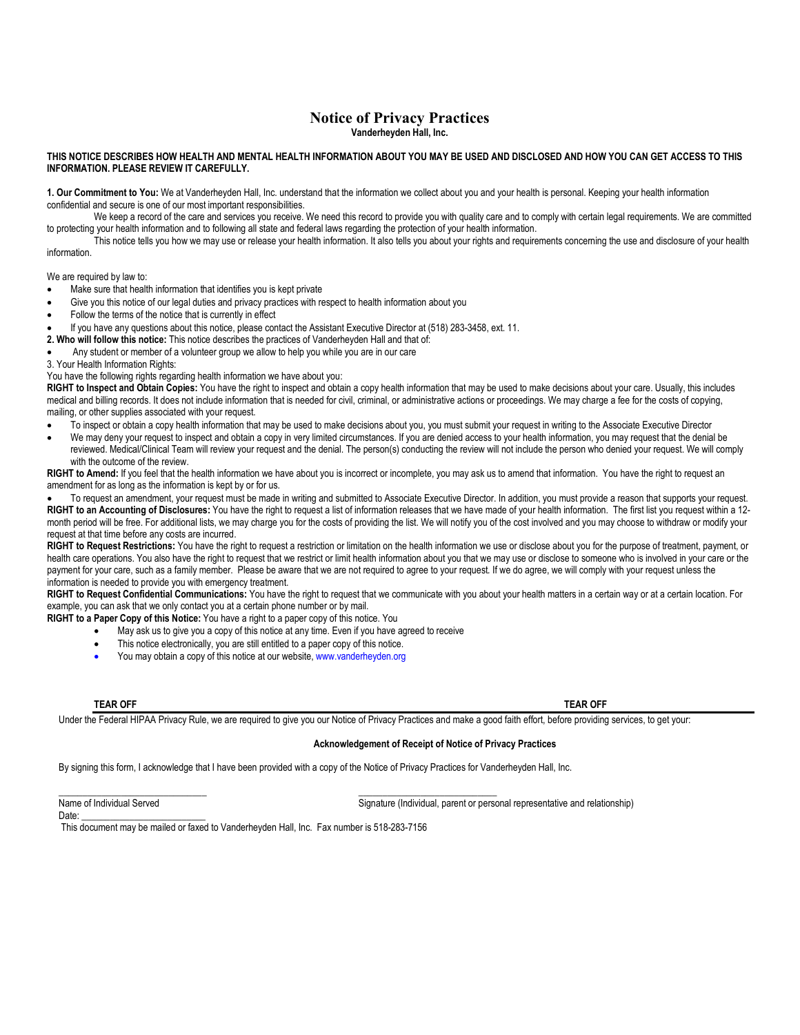# Notice of Privacy Practices

**Vanderheyden Hall, Inc.**

**THIS NOTICE DESCRIBES HOW HEALTH AND MENTAL HEALTH INFORMATION ABOUT YOU MAY BE USED AND DISCLOSED AND HOW YOU CAN GET ACCESS TO THIS INFORMATION. PLEASE REVIEW IT CAREFULLY.**

**1. Our Commitment to You:** We at Vanderheyden Hall, Inc. understand that the information we collect about you and your health is personal. Keeping your health information confidential and secure is one of our most important responsibilities.

We keep a record of the care and services you receive. We need this record to provide you with quality care and to comply with certain legal requirements. We are committed to protecting your health information and to following all state and federal laws regarding the protection of your health information.

This notice tells you how we may use or release your health information. It also tells you about your rights and requirements concerning the use and disclosure of your health information.

We are required by law to:

- Make sure that health information that identifies you is kept private
- Give you this notice of our legal duties and privacy practices with respect to health information about you
- Follow the terms of the notice that is currently in effect
- If you have any questions about this notice, please contact the Assistant Executive Director at (518) 283-3458, ext. 11.

**2. Who will follow this notice:** This notice describes the practices of Vanderheyden Hall and that of:

- Any student or member of a volunteer group we allow to help you while you are in our care

3. Your Health Information Rights:

You have the following rights regarding health information we have about you:

**RIGHT to Inspect and Obtain Copies:** You have the right to inspect and obtain a copy health information that may be used to make decisions about your care. Usually, this includes medical and billing records. It does not include information that is needed for civil, criminal, or administrative actions or proceedings. We may charge a fee for the costs of copying, mailing, or other supplies associated with your request.

- To inspect or obtain a copy health information that may be used to make decisions about you, you must submit your request in writing to the Associate Executive Director
- We may deny your request to inspect and obtain a copy in very limited circumstances. If you are denied access to your health information, you may request that the denial be reviewed. Medical/Clinical Team will review your request and the denial. The person(s) conducting the review will not include the person who denied your request. We will comply with the outcome of the review.

**RIGHT to Amend:** If you feel that the health information we have about you is incorrect or incomplete, you may ask us to amend that information. You have the right to request an amendment for as long as the information is kept by or for us.

- To request an amendment, your request must be made in writing and submitted to Associate Executive Director. In addition, you must provide a reason that supports your request.

**RIGHT to an Accounting of Disclosures:** You have the right to request a list of information releases that we have made of your health information. The first list you request within a 12-month period will be free. For additional lists, we may charge you for the costs of providing the list. We will notify you of the cost involved and you may choose to withdraw or modify your request at that time before any costs are incurred.

**RIGHT to Request Restrictions:** You have the right to request a restriction or limitation on the health information we use or disclose about you for the purpose of treatment, payment, or health care operations. You also have the right to request that we restrict or limit health information about you that we may use or disclose to someone who is involved in your care or the payment for your care, such as a family member. Please be aware that we are not required to agree to your request. If we do agree, we will comply with your request unless the information is needed to provide you with emergency treatment.

**RIGHT to Request Confidential Communications:** You have the right to request that we communicate with you about your health matters in a certain way or at a certain location. For example, you can ask that we only contact you at a certain phone number or by mail.

**RIGHT to a Paper Copy of this Notice:** You have a right to a paper copy of this notice. You

- May ask us to give you a copy of this notice at any time. Even if you have agreed to receive
- This notice electronically, you are still entitled to a paper copy of this notice.
- You may obtain a copy of this notice at our website, www.vanderheyden.org

**TEAR OFF** **TEAR OFF**

---

Under the Federal HIPAA Privacy Rule, we are required to give you our Notice of Privacy Practices and make a good faith effort, before providing services, to get your:

**Acknowledgement of Receipt of Notice of Privacy Practices**

By signing this form, I acknowledge that I have been provided with a copy of the Notice of Privacy Practices for Vanderheyden Hall, Inc.

\_\_\_\_\_\_\_\_\_\_\_\_\_\_\_\_\_\_\_\_\_\_\_\_\_\_\_\_\_\_ \_\_\_\_\_\_\_\_\_\_\_\_\_\_\_\_\_\_\_\_\_\_\_\_\_\_\_\_

Name of Individual Served Signature (Individual, parent or personal representative and relationship)

Date: \_\_\_\_\_\_\_\_\_\_\_\_\_\_\_\_\_\_\_\_\_\_\_\_\_

This document may be mailed or faxed to Vanderheyden Hall, Inc. Fax number is 518-283-7156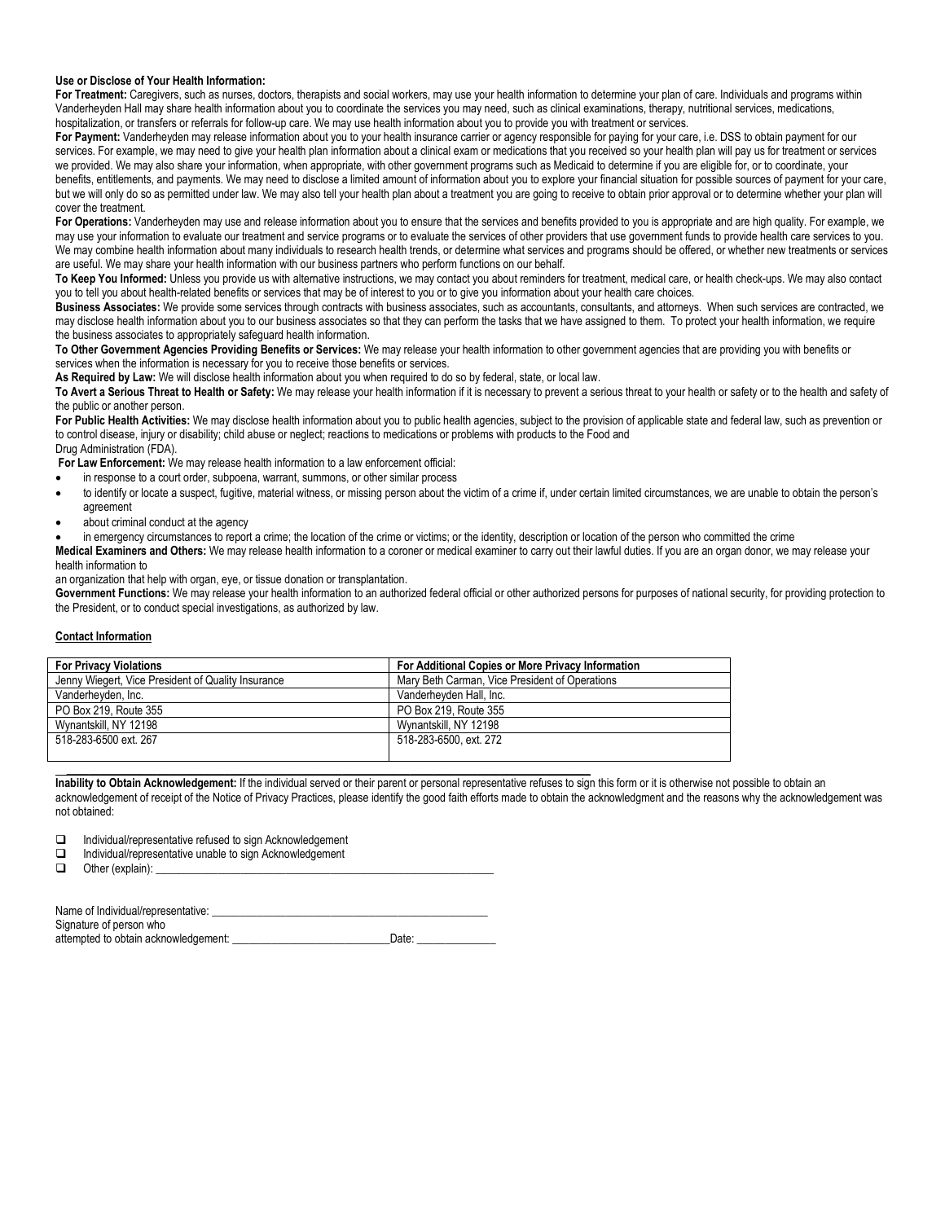**Use or Disclose of Your Health Information:**

**For Treatment:** Caregivers, such as nurses, doctors, therapists and social workers, may use your health information to determine your plan of care. Individuals and programs within Vanderheyden Hall may share health information about you to coordinate the services you may need, such as clinical examinations, therapy, nutritional services, medications, hospitalization, or transfers or referrals for follow-up care. We may use health information about you to provide you with treatment or services.

**For Payment:** Vanderheyden may release information about you to your health insurance carrier or agency responsible for paying for your care, i.e. DSS to obtain payment for our services. For example, we may need to give your health plan information about a clinical exam or medications that you received so your health plan will pay us for treatment or services we provided. We may also share your information, when appropriate, with other government programs such as Medicaid to determine if you are eligible for, or to coordinate, your benefits, entitlements, and payments. We may need to disclose a limited amount of information about you to explore your financial situation for possible sources of payment for your care, but we will only do so as permitted under law. We may also tell your health plan about a treatment you are going to receive to obtain prior approval or to determine whether your plan will cover the treatment.

**For Operations:** Vanderheyden may use and release information about you to ensure that the services and benefits provided to you is appropriate and are high quality. For example, we may use your information to evaluate our treatment and service programs or to evaluate the services of other providers that use government funds to provide health care services to you. We may combine health information about many individuals to research health trends, or determine what services and programs should be offered, or whether new treatments or services are useful. We may share your health information with our business partners who perform functions on our behalf.

**To Keep You Informed:** Unless you provide us with alternative instructions, we may contact you about reminders for treatment, medical care, or health check-ups. We may also contact you to tell you about health-related benefits or services that may be of interest to you or to give you information about your health care choices.

**Business Associates:** We provide some services through contracts with business associates, such as accountants, consultants, and attorneys. When such services are contracted, we may disclose health information about you to our business associates so that they can perform the tasks that we have assigned to them. To protect your health information, we require the business associates to appropriately safeguard health information.

**To Other Government Agencies Providing Benefits or Services:** We may release your health information to other government agencies that are providing you with benefits or services when the information is necessary for you to receive those benefits or services.

**As Required by Law:** We will disclose health information about you when required to do so by federal, state, or local law.

**To Avert a Serious Threat to Health or Safety:** We may release your health information if it is necessary to prevent a serious threat to your health or safety or to the health and safety of the public or another person.

**For Public Health Activities:** We may disclose health information about you to public health agencies, subject to the provision of applicable state and federal law, such as prevention or to control disease, injury or disability; child abuse or neglect; reactions to medications or problems with products to the Food and Drug Administration (FDA).

**For Law Enforcement:** We may release health information to a law enforcement official:

- in response to a court order, subpoena, warrant, summons, or other similar process
- to identify or locate a suspect, fugitive, material witness, or missing person about the victim of a crime if, under certain limited circumstances, we are unable to obtain the person's agreement
- about criminal conduct at the agency
- in emergency circumstances to report a crime; the location of the crime or victims; or the identity, description or location of the person who committed the crime

**Medical Examiners and Others:** We may release health information to a coroner or medical examiner to carry out their lawful duties. If you are an organ donor, we may release your health information to an organization that help with organ, eye, or tissue donation or transplantation.

**Government Functions:** We may release your health information to an authorized federal official or other authorized persons for purposes of national security, for providing protection to the President, or to conduct special investigations, as authorized by law.

**Contact Information**

| For Privacy Violations | For Additional Copies or More Privacy Information |
|---|---|
| Jenny Wiegert, Vice President of Quality Insurance | Mary Beth Carman, Vice President of Operations |
| Vanderheyden, Inc. | Vanderheyden Hall, Inc. |
| PO Box 219, Route 355 | PO Box 219, Route 355 |
| Wynantskill, NY 12198 | Wynantskill, NY 12198 |
| 518-283-6500 ext. 267 | 518-283-6500, ext. 272 |

**Inability to Obtain Acknowledgement:** If the individual served or their parent or personal representative refuses to sign this form or it is otherwise not possible to obtain an acknowledgement of receipt of the Notice of Privacy Practices, please identify the good faith efforts made to obtain the acknowledgment and the reasons why the acknowledgement was not obtained:

- ☐ Individual/representative refused to sign Acknowledgement
- ☐ Individual/representative unable to sign Acknowledgement
- ☐ Other (explain): ___________________________________________________________

Name of Individual/representative: _________________________________________________

Signature of person who attempted to obtain acknowledgement: ___________________________ Date: ______________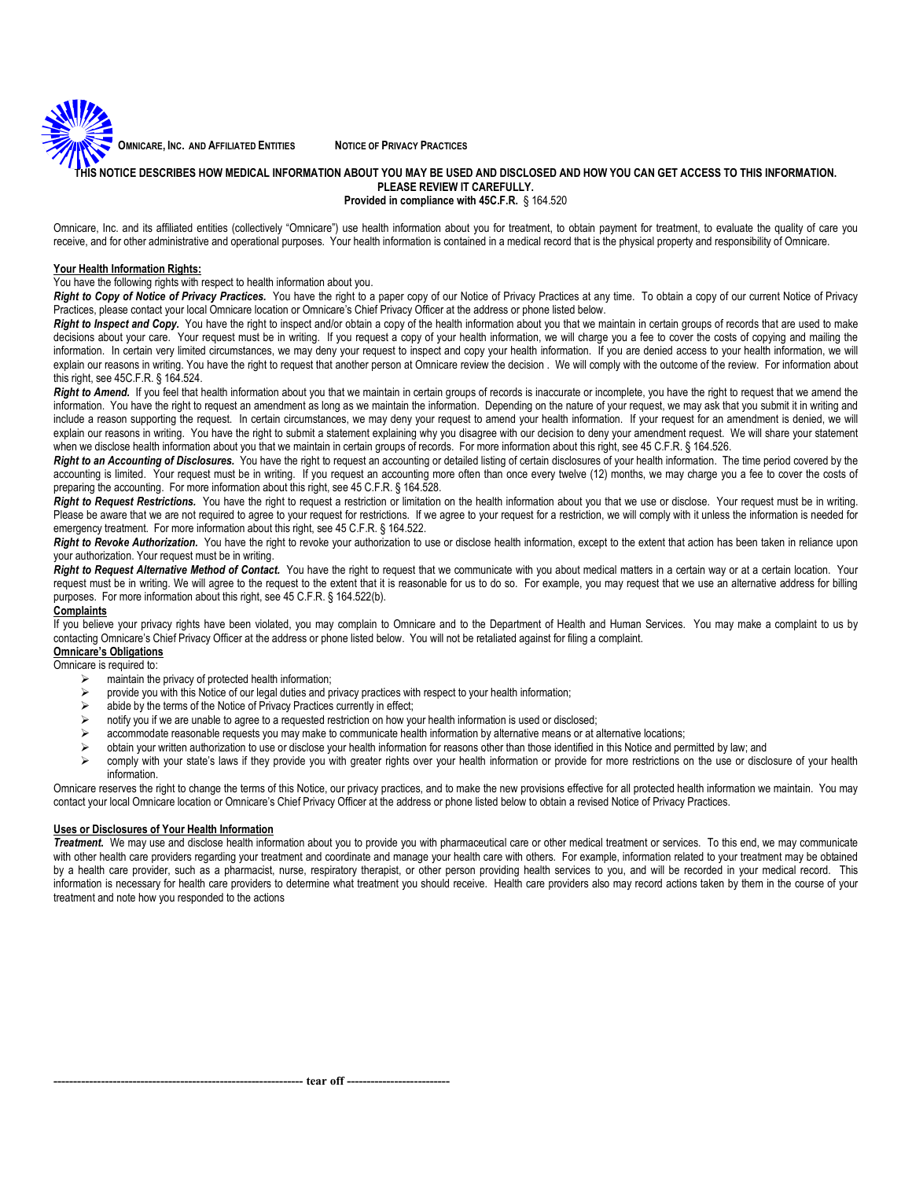**OMNICARE, INC. AND AFFILIATED ENTITIES** **NOTICE OF PRIVACY PRACTICES**

**THIS NOTICE DESCRIBES HOW MEDICAL INFORMATION ABOUT YOU MAY BE USED AND DISCLOSED AND HOW YOU CAN GET ACCESS TO THIS INFORMATION. PLEASE REVIEW IT CAREFULLY.**
**Provided in compliance with 45C.F.R.** § 164.520

Omnicare, Inc. and its affiliated entities (collectively "Omnicare") use health information about you for treatment, to obtain payment for treatment, to evaluate the quality of care you receive, and for other administrative and operational purposes. Your health information is contained in a medical record that is the physical property and responsibility of Omnicare.

**Your Health Information Rights:**

You have the following rights with respect to health information about you.

***Right to Copy of Notice of Privacy Practices.*** You have the right to a paper copy of our Notice of Privacy Practices at any time. To obtain a copy of our current Notice of Privacy Practices, please contact your local Omnicare location or Omnicare's Chief Privacy Officer at the address or phone listed below.

***Right to Inspect and Copy.*** You have the right to inspect and/or obtain a copy of the health information about you that we maintain in certain groups of records that are used to make decisions about your care. Your request must be in writing. If you request a copy of your health information, we will charge you a fee to cover the costs of copying and mailing the information. In certain very limited circumstances, we may deny your request to inspect and copy your health information. If you are denied access to your health information, we will explain our reasons in writing. You have the right to request that another person at Omnicare review the decision . We will comply with the outcome of the review. For information about this right, see 45C.F.R. § 164.524.

***Right to Amend.*** If you feel that health information about you that we maintain in certain groups of records is inaccurate or incomplete, you have the right to request that we amend the information. You have the right to request an amendment as long as we maintain the information. Depending on the nature of your request, we may ask that you submit it in writing and include a reason supporting the request. In certain circumstances, we may deny your request to amend your health information. If your request for an amendment is denied, we will explain our reasons in writing. You have the right to submit a statement explaining why you disagree with our decision to deny your amendment request. We will share your statement when we disclose health information about you that we maintain in certain groups of records. For more information about this right, see 45 C.F.R. § 164.526.

***Right to an Accounting of Disclosures.*** You have the right to request an accounting or detailed listing of certain disclosures of your health information. The time period covered by the accounting is limited. Your request must be in writing. If you request an accounting more often than once every twelve (12) months, we may charge you a fee to cover the costs of preparing the accounting. For more information about this right, see 45 C.F.R. § 164.528.

***Right to Request Restrictions.*** You have the right to request a restriction or limitation on the health information about you that we use or disclose. Your request must be in writing. Please be aware that we are not required to agree to your request for restrictions. If we agree to your request for a restriction, we will comply with it unless the information is needed for emergency treatment. For more information about this right, see 45 C.F.R. § 164.522.

***Right to Revoke Authorization.*** You have the right to revoke your authorization to use or disclose health information, except to the extent that action has been taken in reliance upon your authorization. Your request must be in writing.

***Right to Request Alternative Method of Contact.*** You have the right to request that we communicate with you about medical matters in a certain way or at a certain location. Your request must be in writing. We will agree to the request to the extent that it is reasonable for us to do so. For example, you may request that we use an alternative address for billing purposes. For more information about this right, see 45 C.F.R. § 164.522(b).

**Complaints**

If you believe your privacy rights have been violated, you may complain to Omnicare and to the Department of Health and Human Services. You may make a complaint to us by contacting Omnicare's Chief Privacy Officer at the address or phone listed below. You will not be retaliated against for filing a complaint.

**Omnicare's Obligations**

Omnicare is required to:

- maintain the privacy of protected health information;
- provide you with this Notice of our legal duties and privacy practices with respect to your health information;
- abide by the terms of the Notice of Privacy Practices currently in effect;
- notify you if we are unable to agree to a requested restriction on how your health information is used or disclosed;
- accommodate reasonable requests you may make to communicate health information by alternative means or at alternative locations;
- obtain your written authorization to use or disclose your health information for reasons other than those identified in this Notice and permitted by law; and
- comply with your state's laws if they provide you with greater rights over your health information or provide for more restrictions on the use or disclosure of your health information.

Omnicare reserves the right to change the terms of this Notice, our privacy practices, and to make the new provisions effective for all protected health information we maintain. You may contact your local Omnicare location or Omnicare's Chief Privacy Officer at the address or phone listed below to obtain a revised Notice of Privacy Practices.

**Uses or Disclosures of Your Health Information**

***Treatment.*** We may use and disclose health information about you to provide you with pharmaceutical care or other medical treatment or services. To this end, we may communicate with other health care providers regarding your treatment and coordinate and manage your health care with others. For example, information related to your treatment may be obtained by a health care provider, such as a pharmacist, nurse, respiratory therapist, or other person providing health services to you, and will be recorded in your medical record. This information is necessary for health care providers to determine what treatment you should receive. Health care providers also may record actions taken by them in the course of your treatment and note how you responded to the actions

---------------------------------------------------------------- tear off --------------------------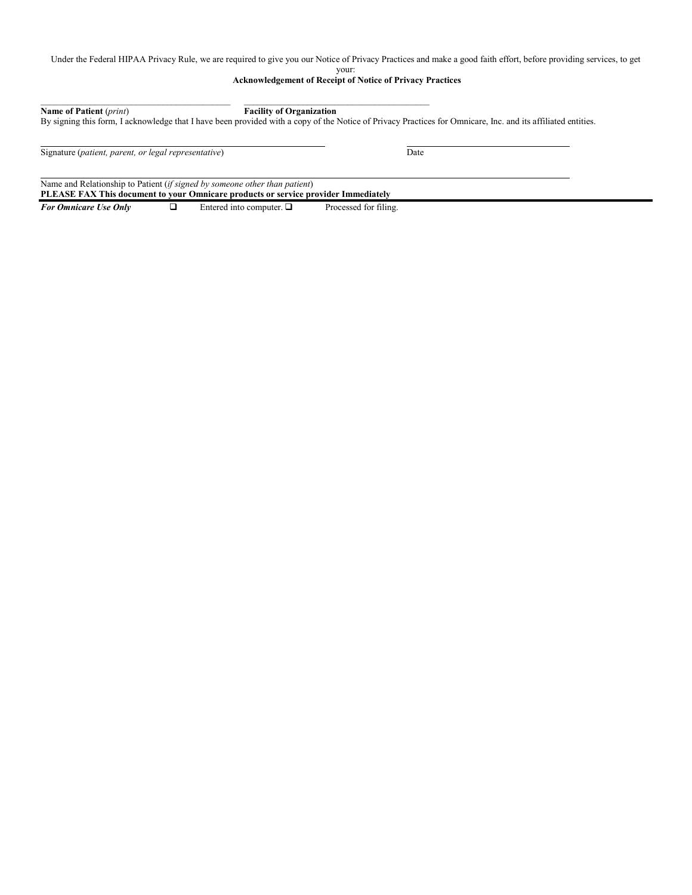Under the Federal HIPAA Privacy Rule, we are required to give you our Notice of Privacy Practices and make a good faith effort, before providing services, to get your:

**Acknowledgement of Receipt of Notice of Privacy Practices**

\_\_\_\_\_\_\_\_\_\_\_\_\_\_\_\_\_\_\_\_\_\_\_\_\_\_\_\_\_\_\_\_\_\_\_\_\_\_\_\_\_\_ \_\_\_\_\_\_\_\_\_\_\_\_\_\_\_\_\_\_\_\_\_\_\_\_\_\_\_\_\_\_\_\_\_\_\_\_\_\_\_\_\_\_

**Name of Patient** (*print*) **Facility of Organization**

By signing this form, I acknowledge that I have been provided with a copy of the Notice of Privacy Practices for Omnicare, Inc. and its affiliated entities.

\_\_\_\_\_\_\_\_\_\_\_\_\_\_\_\_\_\_\_\_\_\_\_\_\_\_\_\_\_\_\_\_\_\_\_\_\_\_\_\_\_\_\_\_\_\_\_\_\_\_\_\_\_\_\_\_\_\_\_\_ \_\_\_\_\_\_\_\_\_\_\_\_\_\_\_\_\_\_\_\_\_\_\_\_\_\_\_\_\_\_\_\_\_\_\_\_

Signature (*patient, parent, or legal representative*) Date

\_\_\_\_\_\_\_\_\_\_\_\_\_\_\_\_\_\_\_\_\_\_\_\_\_\_\_\_\_\_\_\_\_\_\_\_\_\_\_\_\_\_\_\_\_\_\_\_\_\_\_\_\_\_\_\_\_\_\_\_\_\_\_\_\_\_\_\_\_\_\_\_\_\_\_\_\_\_\_\_\_\_\_\_\_\_\_\_\_\_\_\_\_\_\_\_\_\_\_\_\_\_\_\_\_\_\_\_\_\_\_\_

Name and Relationship to Patient (*if signed by someone other than patient*)

**PLEASE FAX This document to your Omnicare products or service provider Immediately**

---

***For Omnicare Use Only*** ☐ Entered into computer. ☐ Processed for filing.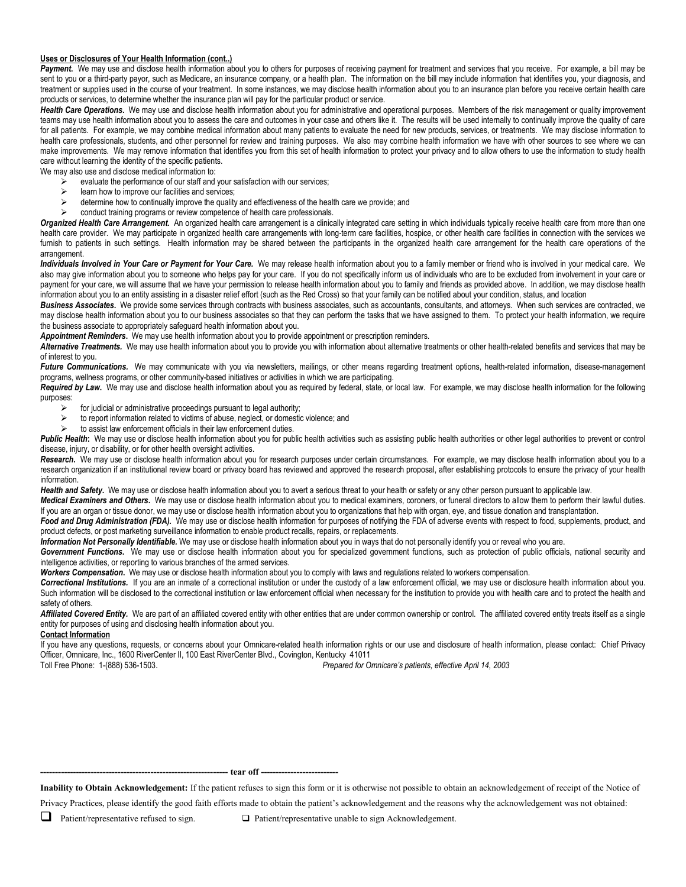**Uses or Disclosures of Your Health Information (cont..)**

***Payment.*** We may use and disclose health information about you to others for purposes of receiving payment for treatment and services that you receive. For example, a bill may be sent to you or a third-party payor, such as Medicare, an insurance company, or a health plan. The information on the bill may include information that identifies you, your diagnosis, and treatment or supplies used in the course of your treatment. In some instances, we may disclose health information about you to an insurance plan before you receive certain health care products or services, to determine whether the insurance plan will pay for the particular product or service.

***Health Care Operations.*** We may use and disclose health information about you for administrative and operational purposes. Members of the risk management or quality improvement teams may use health information about you to assess the care and outcomes in your case and others like it. The results will be used internally to continually improve the quality of care for all patients. For example, we may combine medical information about many patients to evaluate the need for new products, services, or treatments. We may disclose information to health care professionals, students, and other personnel for review and training purposes. We also may combine health information we have with other sources to see where we can make improvements. We may remove information that identifies you from this set of health information to protect your privacy and to allow others to use the information to study health care without learning the identity of the specific patients.

We may also use and disclose medical information to:

- evaluate the performance of our staff and your satisfaction with our services;
- learn how to improve our facilities and services;
- determine how to continually improve the quality and effectiveness of the health care we provide; and
- conduct training programs or review competence of health care professionals.

***Organized Health Care Arrangement.*** An organized health care arrangement is a clinically integrated care setting in which individuals typically receive health care from more than one health care provider. We may participate in organized health care arrangements with long-term care facilities, hospice, or other health care facilities in connection with the services we furnish to patients in such settings. Health information may be shared between the participants in the organized health care arrangement for the health care operations of the arrangement.

***Individuals Involved in Your Care or Payment for Your Care.*** We may release health information about you to a family member or friend who is involved in your medical care. We also may give information about you to someone who helps pay for your care. If you do not specifically inform us of individuals who are to be excluded from involvement in your care or payment for your care, we will assume that we have your permission to release health information about you to family and friends as provided above. In addition, we may disclose health information about you to an entity assisting in a disaster relief effort (such as the Red Cross) so that your family can be notified about your condition, status, and location

***Business Associates.*** We provide some services through contracts with business associates, such as accountants, consultants, and attorneys. When such services are contracted, we may disclose health information about you to our business associates so that they can perform the tasks that we have assigned to them. To protect your health information, we require the business associate to appropriately safeguard health information about you.

***Appointment Reminders.*** We may use health information about you to provide appointment or prescription reminders.

***Alternative Treatments.*** We may use health information about you to provide you with information about alternative treatments or other health-related benefits and services that may be of interest to you.

***Future Communications.*** We may communicate with you via newsletters, mailings, or other means regarding treatment options, health-related information, disease-management programs, wellness programs, or other community-based initiatives or activities in which we are participating.

***Required by Law.*** We may use and disclose health information about you as required by federal, state, or local law. For example, we may disclose health information for the following purposes:

- for judicial or administrative proceedings pursuant to legal authority;
- to report information related to victims of abuse, neglect, or domestic violence; and
- to assist law enforcement officials in their law enforcement duties.

***Public Health:*** We may use or disclose health information about you for public health activities such as assisting public health authorities or other legal authorities to prevent or control disease, injury, or disability, or for other health oversight activities.

***Research.*** We may use or disclose health information about you for research purposes under certain circumstances. For example, we may disclose health information about you to a research organization if an institutional review board or privacy board has reviewed and approved the research proposal, after establishing protocols to ensure the privacy of your health information.

***Health and Safety.*** We may use or disclose health information about you to avert a serious threat to your health or safety or any other person pursuant to applicable law.

***Medical Examiners and Others.*** We may use or disclose health information about you to medical examiners, coroners, or funeral directors to allow them to perform their lawful duties. If you are an organ or tissue donor, we may use or disclose health information about you to organizations that help with organ, eye, and tissue donation and transplantation.

***Food and Drug Administration (FDA).*** We may use or disclose health information for purposes of notifying the FDA of adverse events with respect to food, supplements, product, and product defects, or post marketing surveillance information to enable product recalls, repairs, or replacements.

***Information Not Personally Identifiable.*** We may use or disclose health information about you in ways that do not personally identify you or reveal who you are.

***Government Functions.*** We may use or disclose health information about you for specialized government functions, such as protection of public officials, national security and intelligence activities, or reporting to various branches of the armed services.

***Workers Compensation.*** We may use or disclose health information about you to comply with laws and regulations related to workers compensation.

***Correctional Institutions.*** If you are an inmate of a correctional institution or under the custody of a law enforcement official, we may use or disclosure health information about you. Such information will be disclosed to the correctional institution or law enforcement official when necessary for the institution to provide you with health care and to protect the health and safety of others.

***Affiliated Covered Entity.*** We are part of an affiliated covered entity with other entities that are under common ownership or control. The affiliated covered entity treats itself as a single entity for purposes of using and disclosing health information about you.

**Contact Information**

If you have any questions, requests, or concerns about your Omnicare-related health information rights or our use and disclosure of health information, please contact: Chief Privacy Officer, Omnicare, Inc., 1600 RiverCenter II, 100 East RiverCenter Blvd., Covington, Kentucky 41011

Toll Free Phone: 1-(888) 536-1503. *Prepared for Omnicare's patients, effective April 14, 2003*

---------------------------------------------------------------- **tear off** --------------------------

**Inability to Obtain Acknowledgement:** If the patient refuses to sign this form or it is otherwise not possible to obtain an acknowledgement of receipt of the Notice of Privacy Practices, please identify the good faith efforts made to obtain the patient's acknowledgement and the reasons why the acknowledgement was not obtained:

☐ Patient/representative refused to sign. ☐ Patient/representative unable to sign Acknowledgement.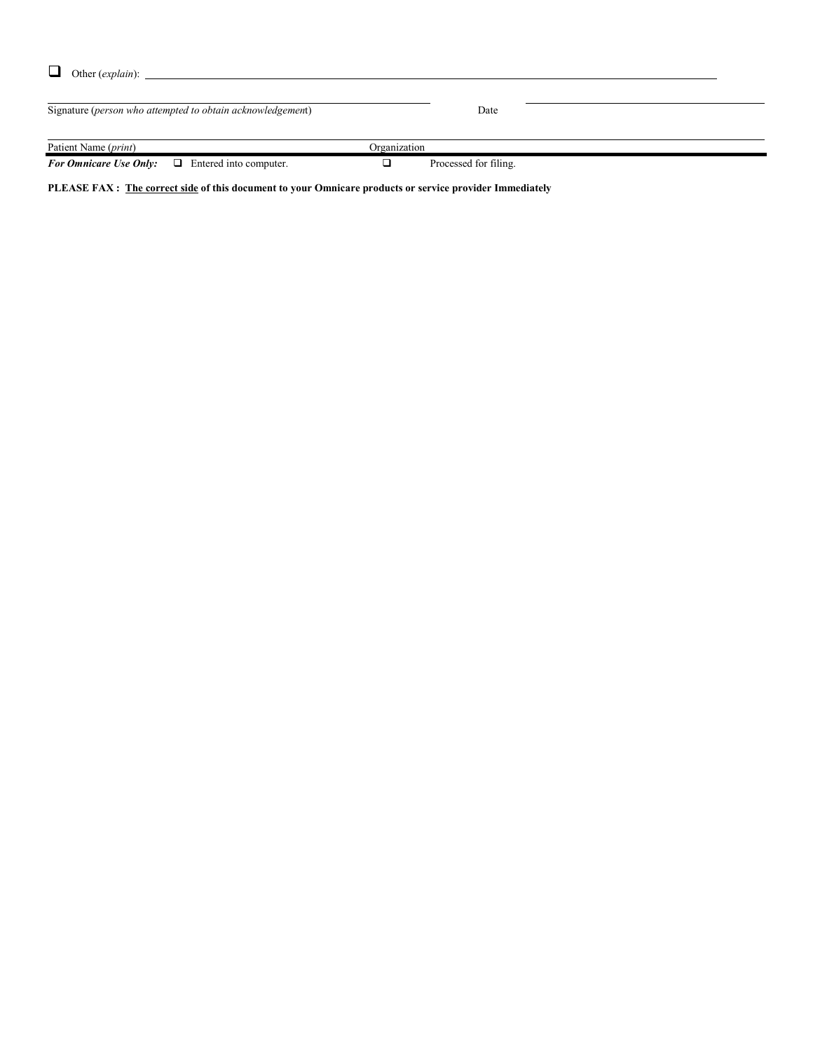❑ Other (*explain*): ________________________________________________________________

______________________________________________ ______________________________
Signature (*person who attempted to obtain acknowledgement*) Date

______________________________________________ ______________________________
Patient Name (*print*) Organization

***For Omnicare Use Only:*** ❑ Entered into computer. ❑ Processed for filing.

**PLEASE FAX : <u>The correct side</u> of this document to your Omnicare products or service provider Immediately**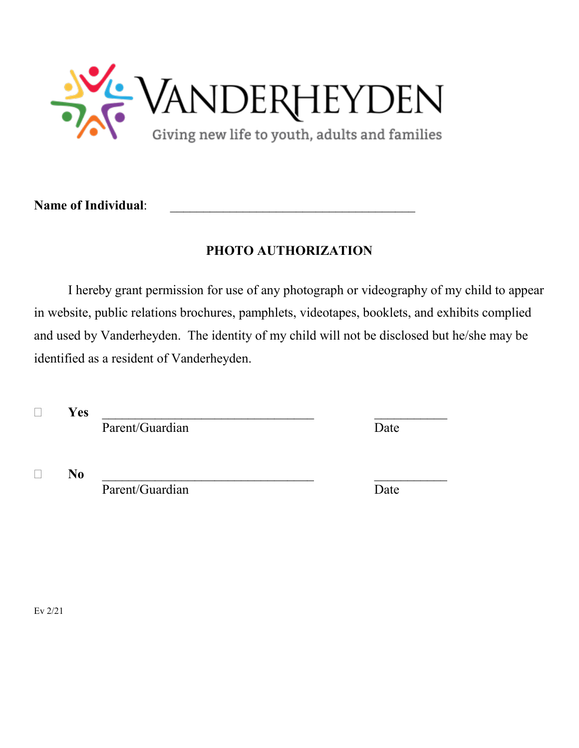VANDERHEYDEN

Giving new life to youth, adults and families

**Name of Individual**: ______________________________________

**PHOTO AUTHORIZATION**

I hereby grant permission for use of any photograph or videography of my child to appear in website, public relations brochures, pamphlets, videotapes, booklets, and exhibits complied and used by Vanderheyden. The identity of my child will not be disclosed but he/she may be identified as a resident of Vanderheyden.

☐ **Yes** _________________________________ ___________
Parent/Guardian Date

☐ **No** _________________________________ ___________
Parent/Guardian Date

Ev 2/21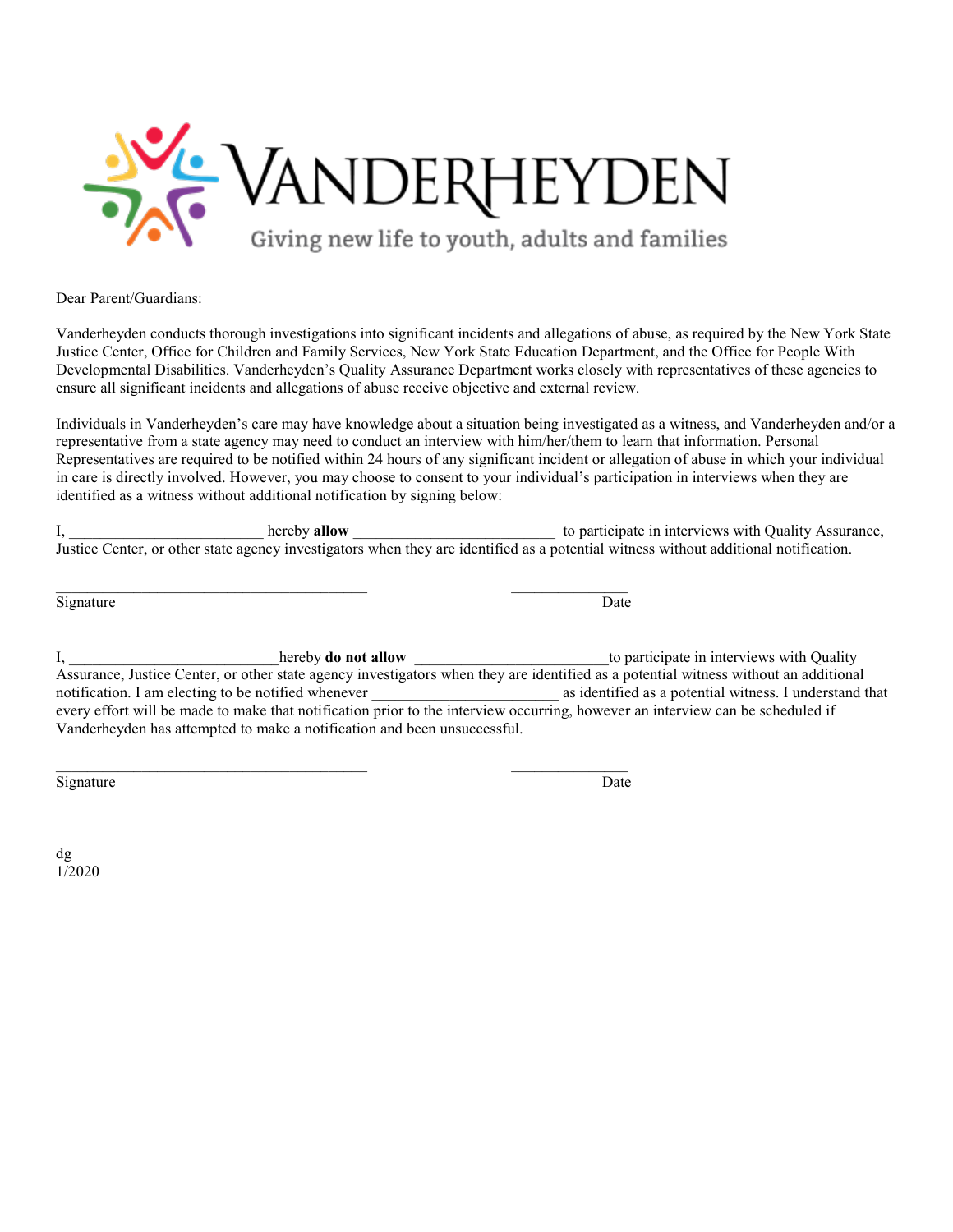VANDERHEYDEN

Giving new life to youth, adults and families

Dear Parent/Guardians:

Vanderheyden conducts thorough investigations into significant incidents and allegations of abuse, as required by the New York State Justice Center, Office for Children and Family Services, New York State Education Department, and the Office for People With Developmental Disabilities. Vanderheyden's Quality Assurance Department works closely with representatives of these agencies to ensure all significant incidents and allegations of abuse receive objective and external review.

Individuals in Vanderheyden's care may have knowledge about a situation being investigated as a witness, and Vanderheyden and/or a representative from a state agency may need to conduct an interview with him/her/them to learn that information. Personal Representatives are required to be notified within 24 hours of any significant incident or allegation of abuse in which your individual in care is directly involved. However, you may choose to consent to your individual's participation in interviews when they are identified as a witness without additional notification by signing below:

I, ________________________ hereby **allow** _________________________ to participate in interviews with Quality Assurance, Justice Center, or other state agency investigators when they are identified as a potential witness without additional notification.

_________________________________________ _______________

Signature Date

I, __________________________hereby **do not allow** ________________________to participate in interviews with Quality Assurance, Justice Center, or other state agency investigators when they are identified as a potential witness without an additional notification. I am electing to be notified whenever _______________________ as identified as a potential witness. I understand that every effort will be made to make that notification prior to the interview occurring, however an interview can be scheduled if Vanderheyden has attempted to make a notification and been unsuccessful.

_________________________________________ _______________

Signature Date

dg
1/2020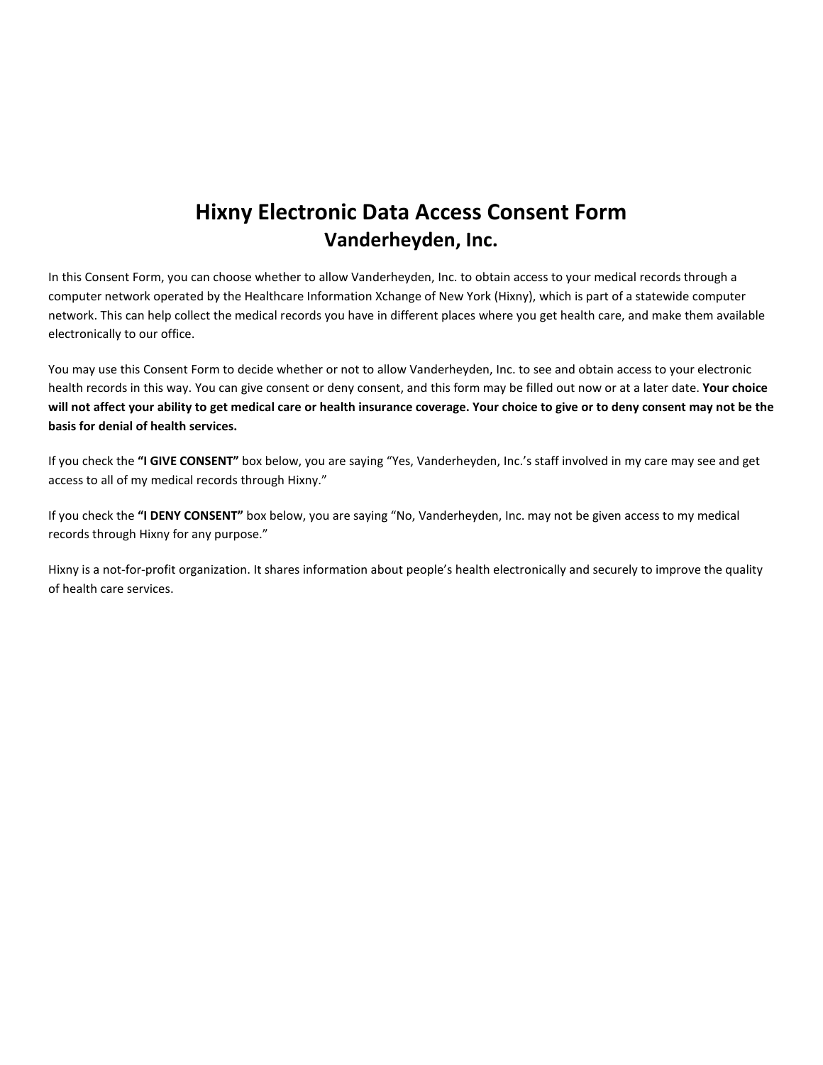# Hixny Electronic Data Access Consent Form

## Vanderheyden, Inc.

In this Consent Form, you can choose whether to allow Vanderheyden, Inc. to obtain access to your medical records through a computer network operated by the Healthcare Information Xchange of New York (Hixny), which is part of a statewide computer network. This can help collect the medical records you have in different places where you get health care, and make them available electronically to our office.

You may use this Consent Form to decide whether or not to allow Vanderheyden, Inc. to see and obtain access to your electronic health records in this way. You can give consent or deny consent, and this form may be filled out now or at a later date. **Your choice will not affect your ability to get medical care or health insurance coverage. Your choice to give or to deny consent may not be the basis for denial of health services.**

If you check the **"I GIVE CONSENT"** box below, you are saying "Yes, Vanderheyden, Inc.'s staff involved in my care may see and get access to all of my medical records through Hixny."

If you check the **"I DENY CONSENT"** box below, you are saying "No, Vanderheyden, Inc. may not be given access to my medical records through Hixny for any purpose."

Hixny is a not-for-profit organization. It shares information about people's health electronically and securely to improve the quality of health care services.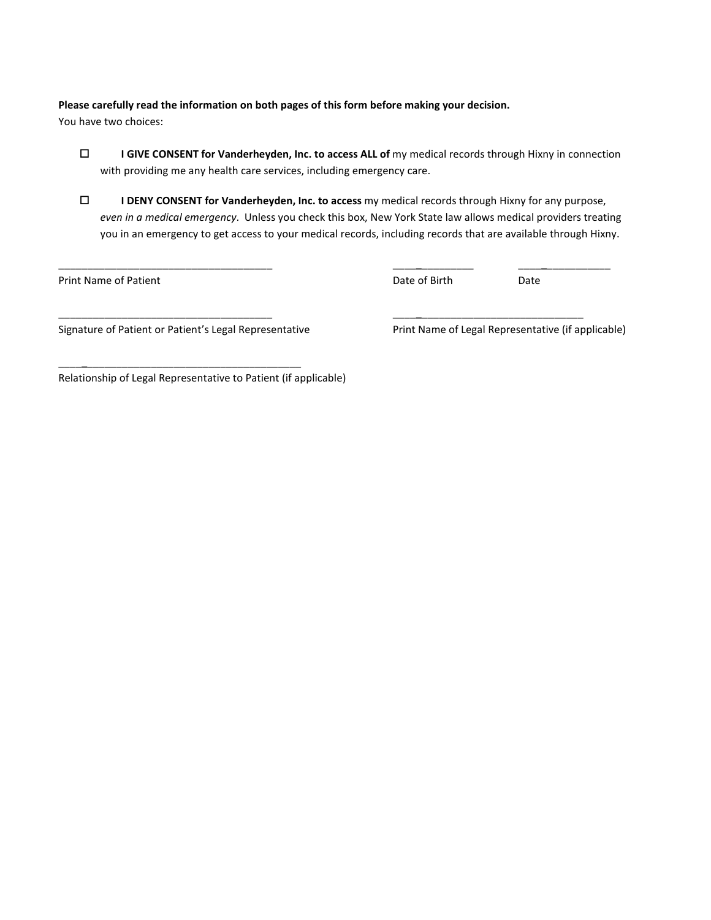**Please carefully read the information on both pages of this form before making your decision.**
You have two choices:

- ☐ **I GIVE CONSENT for Vanderheyden, Inc. to access ALL of** my medical records through Hixny in connection with providing me any health care services, including emergency care.

- ☐ **I DENY CONSENT for Vanderheyden, Inc. to access** my medical records through Hixny for any purpose, *even in a medical emergency*. Unless you check this box, New York State law allows medical providers treating you in an emergency to get access to your medical records, including records that are available through Hixny.

_____________________________________ Print Name of Patient

_____________ Date of Birth

_____________ Date

_____________________________________ Signature of Patient or Patient's Legal Representative

_____________________________________ Print Name of Legal Representative (if applicable)

_____________________________________ Relationship of Legal Representative to Patient (if applicable)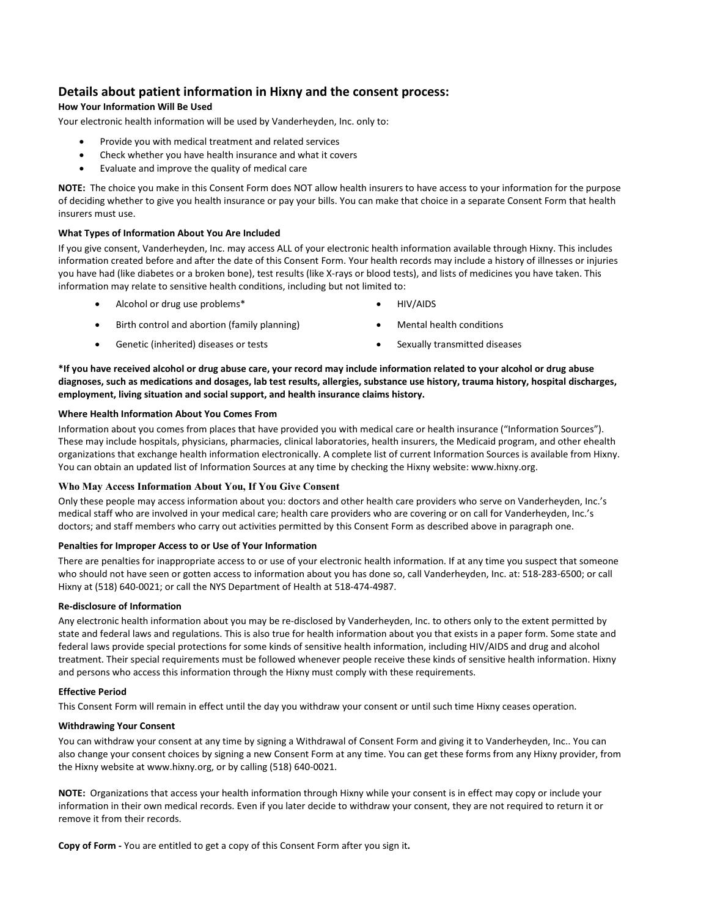## Details about patient information in Hixny and the consent process:

**How Your Information Will Be Used**

Your electronic health information will be used by Vanderheyden, Inc. only to:

- Provide you with medical treatment and related services
- Check whether you have health insurance and what it covers
- Evaluate and improve the quality of medical care

**NOTE:** The choice you make in this Consent Form does NOT allow health insurers to have access to your information for the purpose of deciding whether to give you health insurance or pay your bills. You can make that choice in a separate Consent Form that health insurers must use.

**What Types of Information About You Are Included**

If you give consent, Vanderheyden, Inc. may access ALL of your electronic health information available through Hixny. This includes information created before and after the date of this Consent Form. Your health records may include a history of illnesses or injuries you have had (like diabetes or a broken bone), test results (like X-rays or blood tests), and lists of medicines you have taken. This information may relate to sensitive health conditions, including but not limited to:

- Alcohol or drug use problems*
- Birth control and abortion (family planning)
- Genetic (inherited) diseases or tests
- HIV/AIDS
- Mental health conditions
- Sexually transmitted diseases

**\*If you have received alcohol or drug abuse care, your record may include information related to your alcohol or drug abuse diagnoses, such as medications and dosages, lab test results, allergies, substance use history, trauma history, hospital discharges, employment, living situation and social support, and health insurance claims history.**

**Where Health Information About You Comes From**

Information about you comes from places that have provided you with medical care or health insurance ("Information Sources"). These may include hospitals, physicians, pharmacies, clinical laboratories, health insurers, the Medicaid program, and other ehealth organizations that exchange health information electronically. A complete list of current Information Sources is available from Hixny. You can obtain an updated list of Information Sources at any time by checking the Hixny website: www.hixny.org.

**Who May Access Information About You, If You Give Consent**

Only these people may access information about you: doctors and other health care providers who serve on Vanderheyden, Inc.'s medical staff who are involved in your medical care; health care providers who are covering or on call for Vanderheyden, Inc.'s doctors; and staff members who carry out activities permitted by this Consent Form as described above in paragraph one.

**Penalties for Improper Access to or Use of Your Information**

There are penalties for inappropriate access to or use of your electronic health information. If at any time you suspect that someone who should not have seen or gotten access to information about you has done so, call Vanderheyden, Inc. at: 518-283-6500; or call Hixny at (518) 640-0021; or call the NYS Department of Health at 518-474-4987.

**Re-disclosure of Information**

Any electronic health information about you may be re-disclosed by Vanderheyden, Inc. to others only to the extent permitted by state and federal laws and regulations. This is also true for health information about you that exists in a paper form. Some state and federal laws provide special protections for some kinds of sensitive health information, including HIV/AIDS and drug and alcohol treatment. Their special requirements must be followed whenever people receive these kinds of sensitive health information. Hixny and persons who access this information through the Hixny must comply with these requirements.

**Effective Period**

This Consent Form will remain in effect until the day you withdraw your consent or until such time Hixny ceases operation.

**Withdrawing Your Consent**

You can withdraw your consent at any time by signing a Withdrawal of Consent Form and giving it to Vanderheyden, Inc.. You can also change your consent choices by signing a new Consent Form at any time. You can get these forms from any Hixny provider, from the Hixny website at www.hixny.org, or by calling (518) 640-0021.

**NOTE:** Organizations that access your health information through Hixny while your consent is in effect may copy or include your information in their own medical records. Even if you later decide to withdraw your consent, they are not required to return it or remove it from their records.

**Copy of Form -** You are entitled to get a copy of this Consent Form after you sign it**.**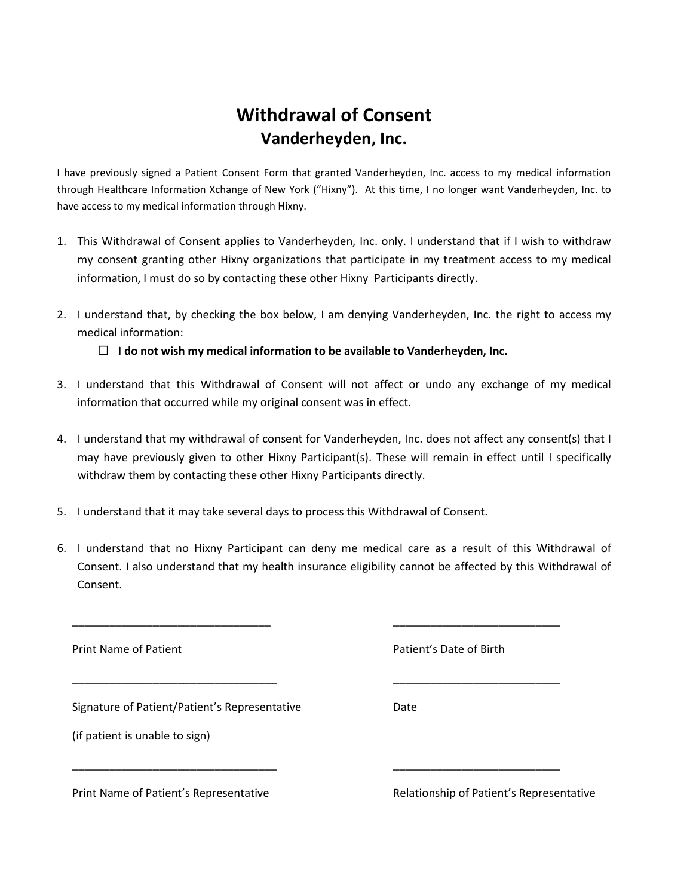# Withdrawal of Consent

## Vanderheyden, Inc.

I have previously signed a Patient Consent Form that granted Vanderheyden, Inc. access to my medical information through Healthcare Information Xchange of New York ("Hixny"). At this time, I no longer want Vanderheyden, Inc. to have access to my medical information through Hixny.

1. This Withdrawal of Consent applies to Vanderheyden, Inc. only. I understand that if I wish to withdraw my consent granting other Hixny organizations that participate in my treatment access to my medical information, I must do so by contacting these other Hixny Participants directly.

2. I understand that, by checking the box below, I am denying Vanderheyden, Inc. the right to access my medical information:

   ☐ **I do not wish my medical information to be available to Vanderheyden, Inc.**

3. I understand that this Withdrawal of Consent will not affect or undo any exchange of my medical information that occurred while my original consent was in effect.

4. I understand that my withdrawal of consent for Vanderheyden, Inc. does not affect any consent(s) that I may have previously given to other Hixny Participant(s). These will remain in effect until I specifically withdraw them by contacting these other Hixny Participants directly.

5. I understand that it may take several days to process this Withdrawal of Consent.

6. I understand that no Hixny Participant can deny me medical care as a result of this Withdrawal of Consent. I also understand that my health insurance eligibility cannot be affected by this Withdrawal of Consent.

________________________________ ___________________________

Print Name of Patient Patient's Date of Birth

________________________________ ___________________________

Signature of Patient/Patient's Representative Date

(if patient is unable to sign)

________________________________ ___________________________

Print Name of Patient's Representative Relationship of Patient's Representative